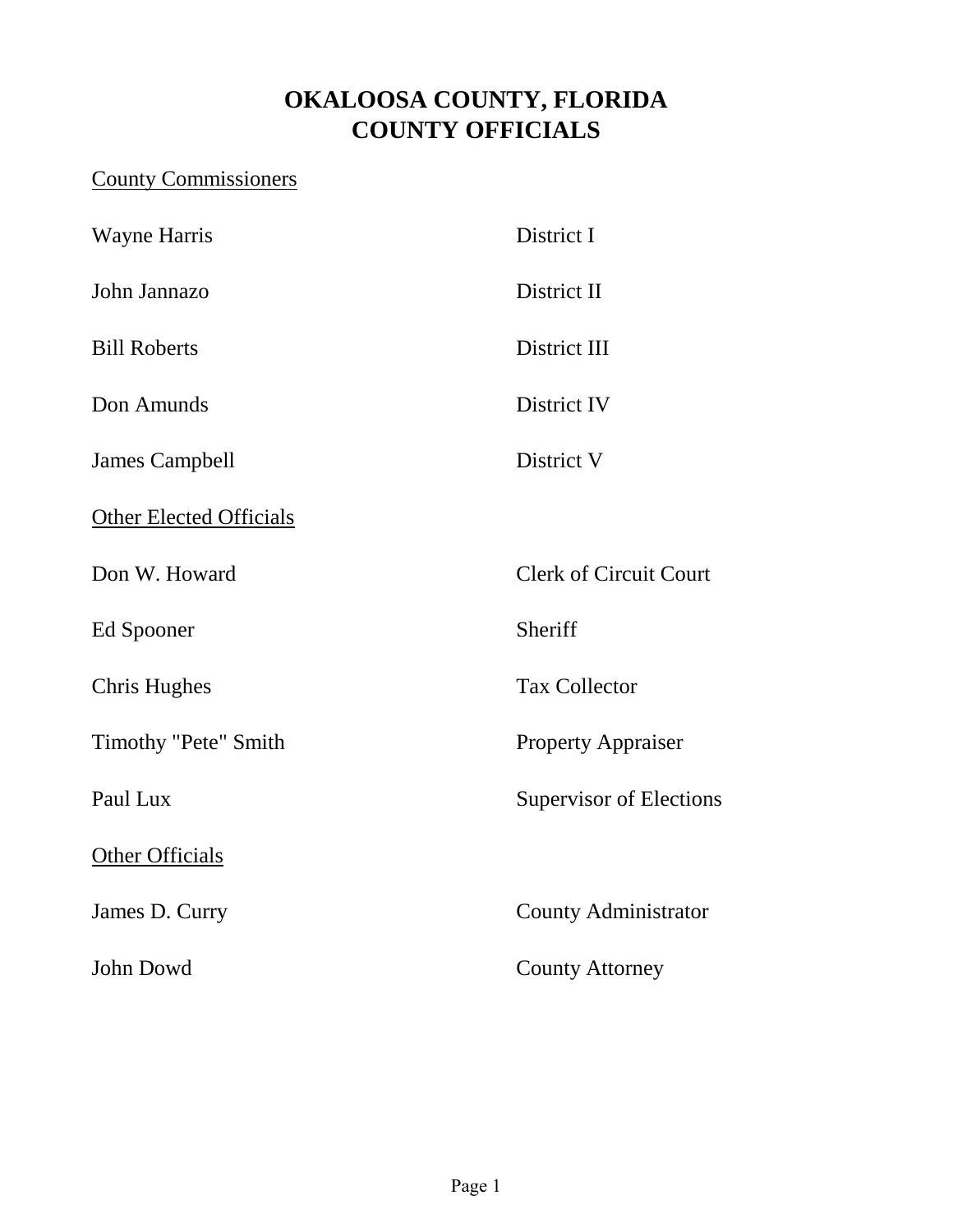# OKALOOSA COUNTY, FLORIDA
# COUNTY OFFICIALS

County Commissioners

| | |
|---|---|
| Wayne Harris | District I |
| John Jannazo | District II |
| Bill Roberts | District III |
| Don Amunds | District IV |
| James Campbell | District V |

Other Elected Officials

| | |
|---|---|
| Don W. Howard | Clerk of Circuit Court |
| Ed Spooner | Sheriff |
| Chris Hughes | Tax Collector |
| Timothy "Pete" Smith | Property Appraiser |
| Paul Lux | Supervisor of Elections |

Other Officials

| | |
|---|---|
| James D. Curry | County Administrator |
| John Dowd | County Attorney |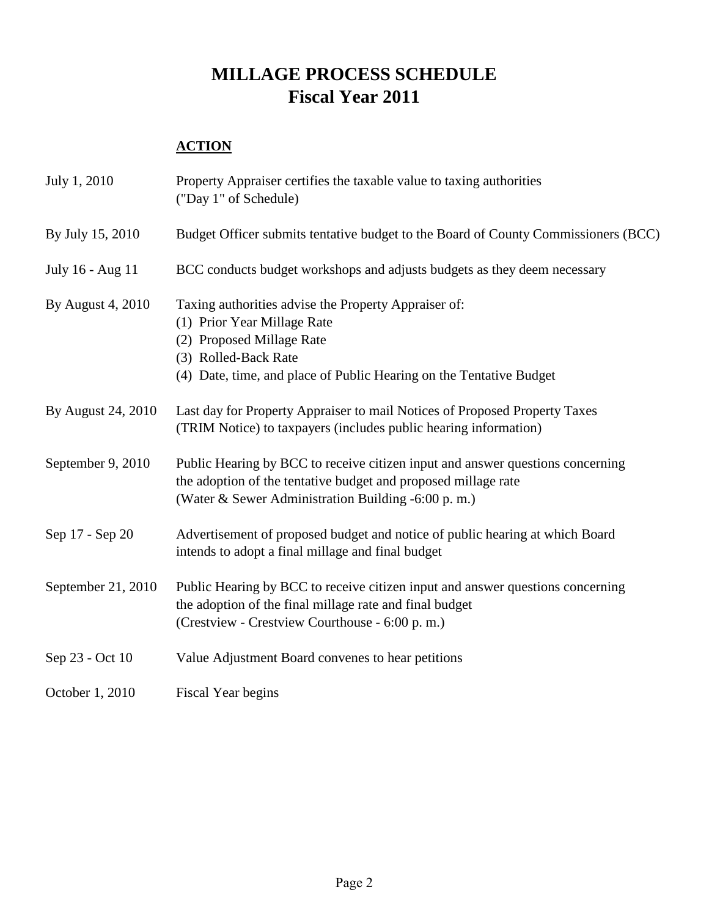# MILLAGE PROCESS SCHEDULE
## Fiscal Year 2011

| | **ACTION** |
|---|---|
| July 1, 2010 | Property Appraiser certifies the taxable value to taxing authorities ("Day 1" of Schedule) |
| By July 15, 2010 | Budget Officer submits tentative budget to the Board of County Commissioners (BCC) |
| July 16 - Aug 11 | BCC conducts budget workshops and adjusts budgets as they deem necessary |
| By August 4, 2010 | Taxing authorities advise the Property Appraiser of: (1) Prior Year Millage Rate (2) Proposed Millage Rate (3) Rolled-Back Rate (4) Date, time, and place of Public Hearing on the Tentative Budget |
| By August 24, 2010 | Last day for Property Appraiser to mail Notices of Proposed Property Taxes (TRIM Notice) to taxpayers (includes public hearing information) |
| September 9, 2010 | Public Hearing by BCC to receive citizen input and answer questions concerning the adoption of the tentative budget and proposed millage rate (Water & Sewer Administration Building -6:00 p. m.) |
| Sep 17 - Sep 20 | Advertisement of proposed budget and notice of public hearing at which Board intends to adopt a final millage and final budget |
| September 21, 2010 | Public Hearing by BCC to receive citizen input and answer questions concerning the adoption of the final millage rate and final budget (Crestview - Crestview Courthouse - 6:00 p. m.) |
| Sep 23 - Oct 10 | Value Adjustment Board convenes to hear petitions |
| October 1, 2010 | Fiscal Year begins |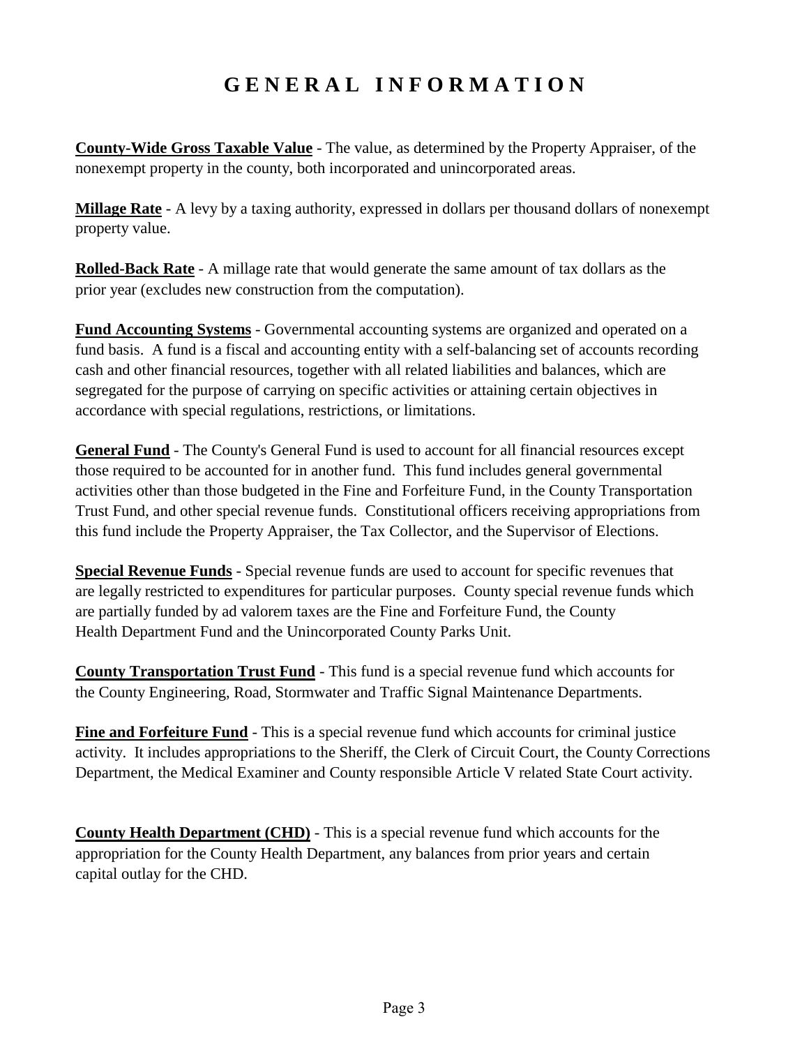# GENERAL INFORMATION

**County-Wide Gross Taxable Value** - The value, as determined by the Property Appraiser, of the nonexempt property in the county, both incorporated and unincorporated areas.

**Millage Rate** - A levy by a taxing authority, expressed in dollars per thousand dollars of nonexempt property value.

**Rolled-Back Rate** - A millage rate that would generate the same amount of tax dollars as the prior year (excludes new construction from the computation).

**Fund Accounting Systems** - Governmental accounting systems are organized and operated on a fund basis. A fund is a fiscal and accounting entity with a self-balancing set of accounts recording cash and other financial resources, together with all related liabilities and balances, which are segregated for the purpose of carrying on specific activities or attaining certain objectives in accordance with special regulations, restrictions, or limitations.

**General Fund** - The County's General Fund is used to account for all financial resources except those required to be accounted for in another fund. This fund includes general governmental activities other than those budgeted in the Fine and Forfeiture Fund, in the County Transportation Trust Fund, and other special revenue funds. Constitutional officers receiving appropriations from this fund include the Property Appraiser, the Tax Collector, and the Supervisor of Elections.

**Special Revenue Funds** - Special revenue funds are used to account for specific revenues that are legally restricted to expenditures for particular purposes. County special revenue funds which are partially funded by ad valorem taxes are the Fine and Forfeiture Fund, the County Health Department Fund and the Unincorporated County Parks Unit.

**County Transportation Trust Fund** - This fund is a special revenue fund which accounts for the County Engineering, Road, Stormwater and Traffic Signal Maintenance Departments.

**Fine and Forfeiture Fund** - This is a special revenue fund which accounts for criminal justice activity. It includes appropriations to the Sheriff, the Clerk of Circuit Court, the County Corrections Department, the Medical Examiner and County responsible Article V related State Court activity.

**County Health Department (CHD)** - This is a special revenue fund which accounts for the appropriation for the County Health Department, any balances from prior years and certain capital outlay for the CHD.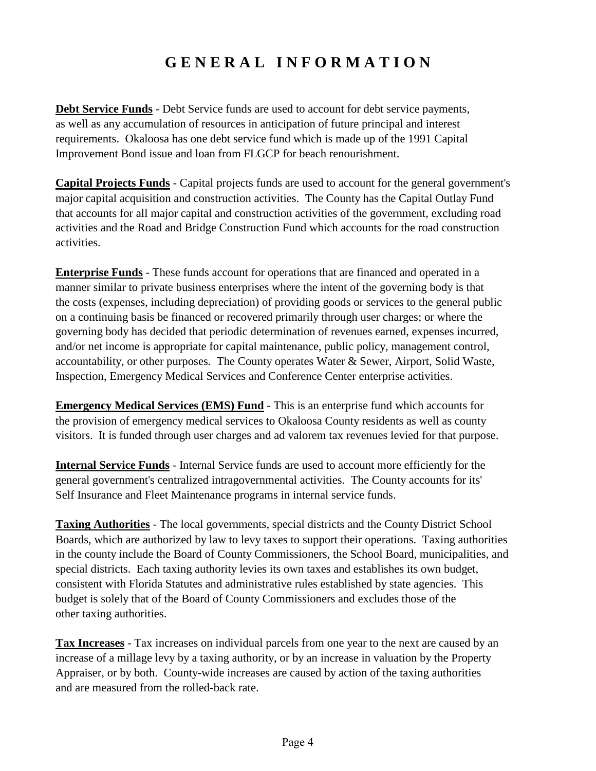# GENERAL INFORMATION

**Debt Service Funds** - Debt Service funds are used to account for debt service payments, as well as any accumulation of resources in anticipation of future principal and interest requirements. Okaloosa has one debt service fund which is made up of the 1991 Capital Improvement Bond issue and loan from FLGCP for beach renourishment.

**Capital Projects Funds** - Capital projects funds are used to account for the general government's major capital acquisition and construction activities. The County has the Capital Outlay Fund that accounts for all major capital and construction activities of the government, excluding road activities and the Road and Bridge Construction Fund which accounts for the road construction activities.

**Enterprise Funds** - These funds account for operations that are financed and operated in a manner similar to private business enterprises where the intent of the governing body is that the costs (expenses, including depreciation) of providing goods or services to the general public on a continuing basis be financed or recovered primarily through user charges; or where the governing body has decided that periodic determination of revenues earned, expenses incurred, and/or net income is appropriate for capital maintenance, public policy, management control, accountability, or other purposes. The County operates Water & Sewer, Airport, Solid Waste, Inspection, Emergency Medical Services and Conference Center enterprise activities.

**Emergency Medical Services (EMS) Fund** - This is an enterprise fund which accounts for the provision of emergency medical services to Okaloosa County residents as well as county visitors. It is funded through user charges and ad valorem tax revenues levied for that purpose.

**Internal Service Funds** - Internal Service funds are used to account more efficiently for the general government's centralized intragovernmental activities. The County accounts for its' Self Insurance and Fleet Maintenance programs in internal service funds.

**Taxing Authorities** - The local governments, special districts and the County District School Boards, which are authorized by law to levy taxes to support their operations. Taxing authorities in the county include the Board of County Commissioners, the School Board, municipalities, and special districts. Each taxing authority levies its own taxes and establishes its own budget, consistent with Florida Statutes and administrative rules established by state agencies. This budget is solely that of the Board of County Commissioners and excludes those of the other taxing authorities.

**Tax Increases** - Tax increases on individual parcels from one year to the next are caused by an increase of a millage levy by a taxing authority, or by an increase in valuation by the Property Appraiser, or by both. County-wide increases are caused by action of the taxing authorities and are measured from the rolled-back rate.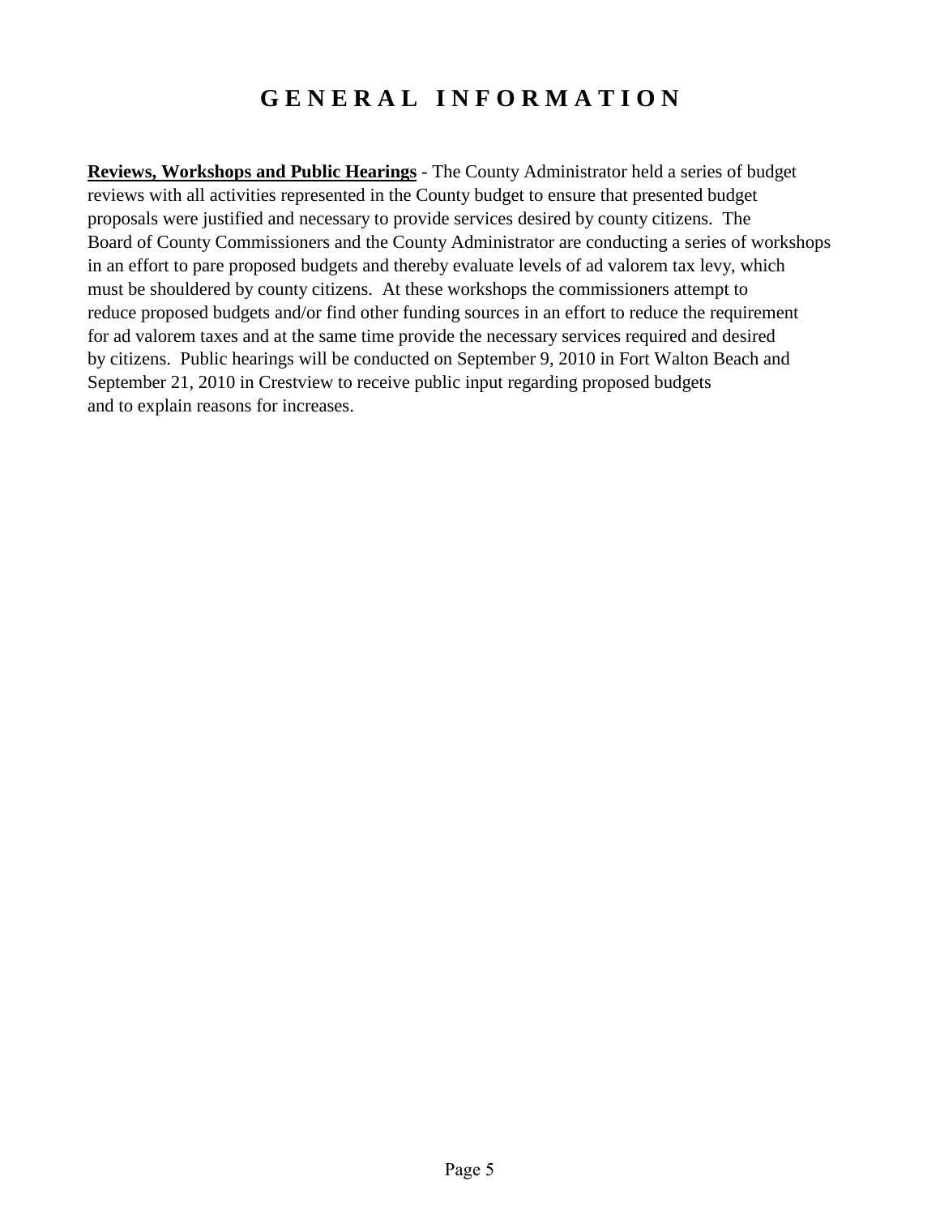# GENERAL INFORMATION

**Reviews, Workshops and Public Hearings** - The County Administrator held a series of budget reviews with all activities represented in the County budget to ensure that presented budget proposals were justified and necessary to provide services desired by county citizens. The Board of County Commissioners and the County Administrator are conducting a series of workshops in an effort to pare proposed budgets and thereby evaluate levels of ad valorem tax levy, which must be shouldered by county citizens. At these workshops the commissioners attempt to reduce proposed budgets and/or find other funding sources in an effort to reduce the requirement for ad valorem taxes and at the same time provide the necessary services required and desired by citizens. Public hearings will be conducted on September 9, 2010 in Fort Walton Beach and September 21, 2010 in Crestview to receive public input regarding proposed budgets and to explain reasons for increases.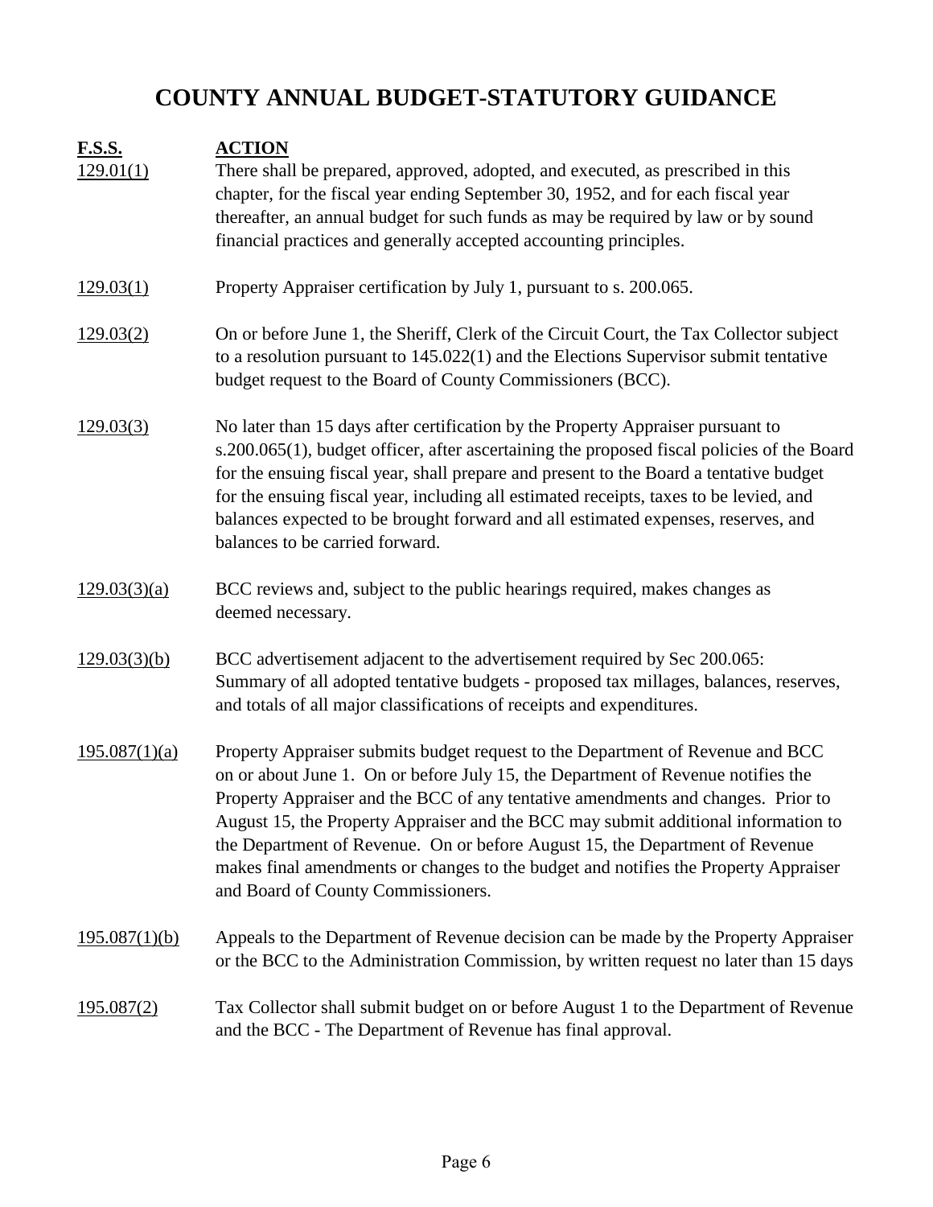# COUNTY ANNUAL BUDGET-STATUTORY GUIDANCE

| F.S.S. | ACTION |
|---|---|
| 129.01(1) | There shall be prepared, approved, adopted, and executed, as prescribed in this chapter, for the fiscal year ending September 30, 1952, and for each fiscal year thereafter, an annual budget for such funds as may be required by law or by sound financial practices and generally accepted accounting principles. |
| 129.03(1) | Property Appraiser certification by July 1, pursuant to s. 200.065. |
| 129.03(2) | On or before June 1, the Sheriff, Clerk of the Circuit Court, the Tax Collector subject to a resolution pursuant to 145.022(1) and the Elections Supervisor submit tentative budget request to the Board of County Commissioners (BCC). |
| 129.03(3) | No later than 15 days after certification by the Property Appraiser pursuant to s.200.065(1), budget officer, after ascertaining the proposed fiscal policies of the Board for the ensuing fiscal year, shall prepare and present to the Board a tentative budget for the ensuing fiscal year, including all estimated receipts, taxes to be levied, and balances expected to be brought forward and all estimated expenses, reserves, and balances to be carried forward. |
| 129.03(3)(a) | BCC reviews and, subject to the public hearings required, makes changes as deemed necessary. |
| 129.03(3)(b) | BCC advertisement adjacent to the advertisement required by Sec 200.065: Summary of all adopted tentative budgets - proposed tax millages, balances, reserves, and totals of all major classifications of receipts and expenditures. |
| 195.087(1)(a) | Property Appraiser submits budget request to the Department of Revenue and BCC on or about June 1. On or before July 15, the Department of Revenue notifies the Property Appraiser and the BCC of any tentative amendments and changes. Prior to August 15, the Property Appraiser and the BCC may submit additional information to the Department of Revenue. On or before August 15, the Department of Revenue makes final amendments or changes to the budget and notifies the Property Appraiser and Board of County Commissioners. |
| 195.087(1)(b) | Appeals to the Department of Revenue decision can be made by the Property Appraiser or the BCC to the Administration Commission, by written request no later than 15 days |
| 195.087(2) | Tax Collector shall submit budget on or before August 1 to the Department of Revenue and the BCC - The Department of Revenue has final approval. |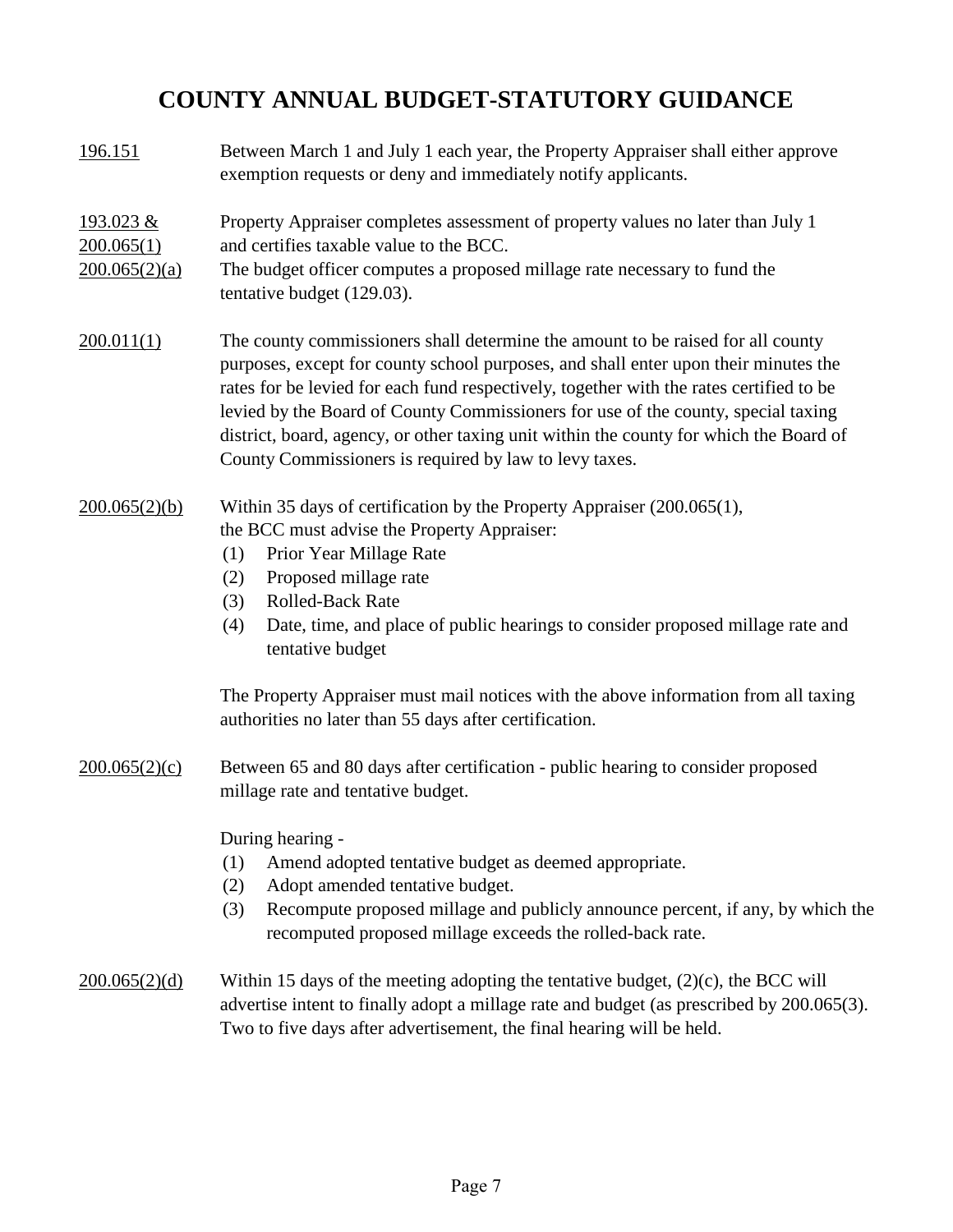# COUNTY ANNUAL BUDGET-STATUTORY GUIDANCE

<u>196.151</u> Between March 1 and July 1 each year, the Property Appraiser shall either approve exemption requests or deny and immediately notify applicants.

<u>193.023 &</u>
<u>200.065(1)</u> Property Appraiser completes assessment of property values no later than July 1 and certifies taxable value to the BCC.

<u>200.065(2)(a)</u> The budget officer computes a proposed millage rate necessary to fund the tentative budget (129.03).

<u>200.011(1)</u> The county commissioners shall determine the amount to be raised for all county purposes, except for county school purposes, and shall enter upon their minutes the rates for be levied for each fund respectively, together with the rates certified to be levied by the Board of County Commissioners for use of the county, special taxing district, board, agency, or other taxing unit within the county for which the Board of County Commissioners is required by law to levy taxes.

<u>200.065(2)(b)</u> Within 35 days of certification by the Property Appraiser (200.065(1), the BCC must advise the Property Appraiser:

(1) Prior Year Millage Rate
(2) Proposed millage rate
(3) Rolled-Back Rate
(4) Date, time, and place of public hearings to consider proposed millage rate and tentative budget

The Property Appraiser must mail notices with the above information from all taxing authorities no later than 55 days after certification.

<u>200.065(2)(c)</u> Between 65 and 80 days after certification - public hearing to consider proposed millage rate and tentative budget.

During hearing -

(1) Amend adopted tentative budget as deemed appropriate.
(2) Adopt amended tentative budget.
(3) Recompute proposed millage and publicly announce percent, if any, by which the recomputed proposed millage exceeds the rolled-back rate.

<u>200.065(2)(d)</u> Within 15 days of the meeting adopting the tentative budget, (2)(c), the BCC will advertise intent to finally adopt a millage rate and budget (as prescribed by 200.065(3). Two to five days after advertisement, the final hearing will be held.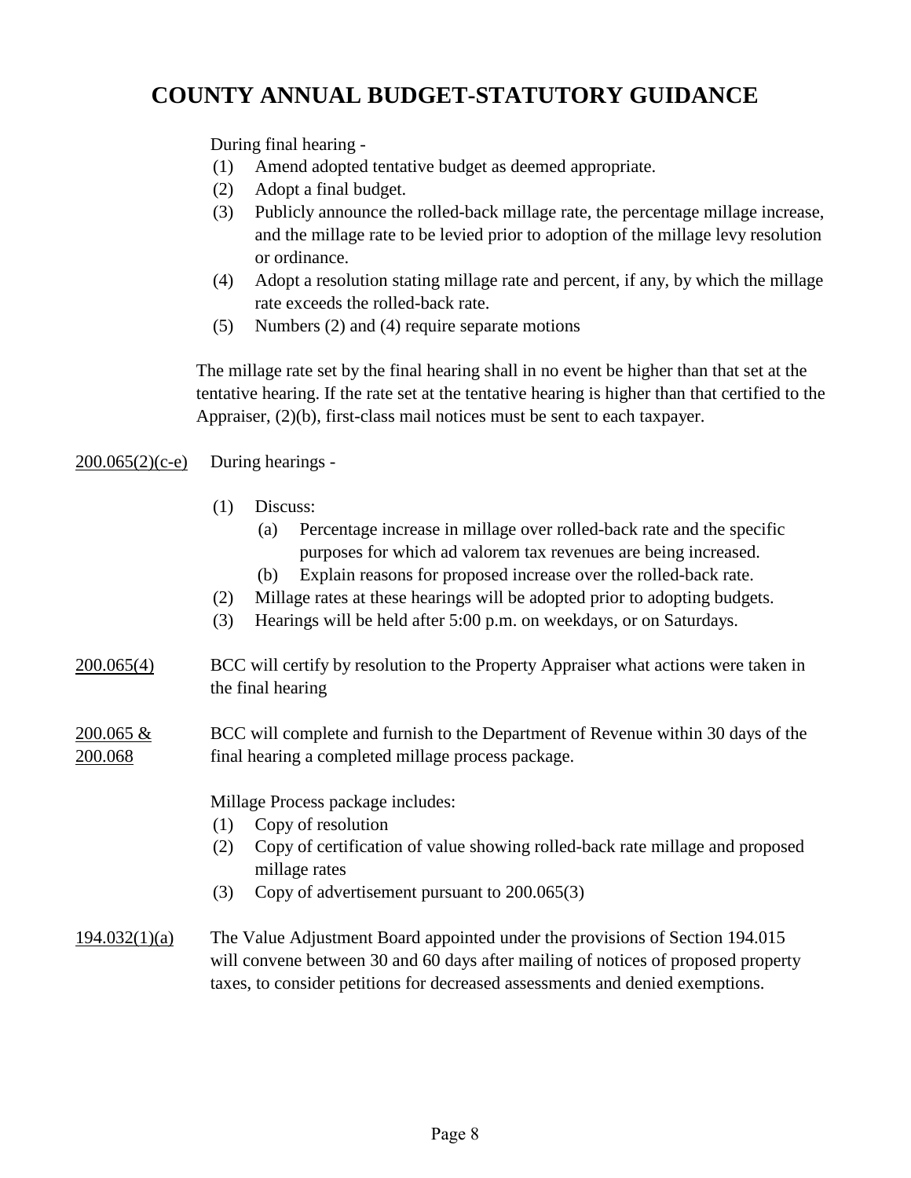# COUNTY ANNUAL BUDGET-STATUTORY GUIDANCE

During final hearing -

(1) Amend adopted tentative budget as deemed appropriate.
(2) Adopt a final budget.
(3) Publicly announce the rolled-back millage rate, the percentage millage increase, and the millage rate to be levied prior to adoption of the millage levy resolution or ordinance.
(4) Adopt a resolution stating millage rate and percent, if any, by which the millage rate exceeds the rolled-back rate.
(5) Numbers (2) and (4) require separate motions

The millage rate set by the final hearing shall in no event be higher than that set at the tentative hearing. If the rate set at the tentative hearing is higher than that certified to the Appraiser, (2)(b), first-class mail notices must be sent to each taxpayer.

<u>200.065(2)(c-e)</u> During hearings -

(1) Discuss:
  (a) Percentage increase in millage over rolled-back rate and the specific purposes for which ad valorem tax revenues are being increased.
  (b) Explain reasons for proposed increase over the rolled-back rate.
(2) Millage rates at these hearings will be adopted prior to adopting budgets.
(3) Hearings will be held after 5:00 p.m. on weekdays, or on Saturdays.

<u>200.065(4)</u> BCC will certify by resolution to the Property Appraiser what actions were taken in the final hearing

<u>200.065 &</u> <u>200.068</u> BCC will complete and furnish to the Department of Revenue within 30 days of the final hearing a completed millage process package.

Millage Process package includes:

(1) Copy of resolution
(2) Copy of certification of value showing rolled-back rate millage and proposed millage rates
(3) Copy of advertisement pursuant to 200.065(3)

<u>194.032(1)(a)</u> The Value Adjustment Board appointed under the provisions of Section 194.015 will convene between 30 and 60 days after mailing of notices of proposed property taxes, to consider petitions for decreased assessments and denied exemptions.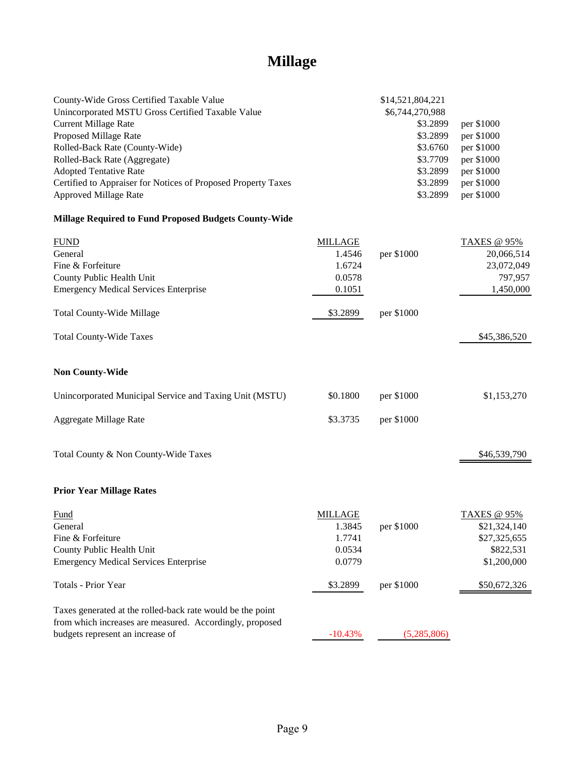# Millage

| | | |
|---|---|---|
| County-Wide Gross Certified Taxable Value | $14,521,804,221 | |
| Unincorporated MSTU Gross Certified Taxable Value | $6,744,270,988 | |
| Current Millage Rate | $3.2899 | per $1000 |
| Proposed Millage Rate | $3.2899 | per $1000 |
| Rolled-Back Rate (County-Wide) | $3.6760 | per $1000 |
| Rolled-Back Rate (Aggregate) | $3.7709 | per $1000 |
| Adopted Tentative Rate | $3.2899 | per $1000 |
| Certified to Appraiser for Notices of Proposed Property Taxes | $3.2899 | per $1000 |
| Approved Millage Rate | $3.2899 | per $1000 |

**Millage Required to Fund Proposed Budgets County-Wide**

| FUND | MILLAGE | | TAXES @ 95% |
|---|---|---|---|
| General | 1.4546 | per $1000 | 20,066,514 |
| Fine & Forfeiture | 1.6724 | | 23,072,049 |
| County Public Health Unit | 0.0578 | | 797,957 |
| Emergency Medical Services Enterprise | 0.1051 | | 1,450,000 |
| Total County-Wide Millage | $3.2899 | per $1000 | |
| Total County-Wide Taxes | | | $45,386,520 |

**Non County-Wide**

| | | | |
|---|---|---|---|
| Unincorporated Municipal Service and Taxing Unit (MSTU) | $0.1800 | per $1000 | $1,153,270 |
| Aggregate Millage Rate | $3.3735 | per $1000 | |
| Total County & Non County-Wide Taxes | | | $46,539,790 |

**Prior Year Millage Rates**

| Fund | MILLAGE | | TAXES @ 95% |
|---|---|---|---|
| General | 1.3845 | per $1000 | $21,324,140 |
| Fine & Forfeiture | 1.7741 | | $27,325,655 |
| County Public Health Unit | 0.0534 | | $822,531 |
| Emergency Medical Services Enterprise | 0.0779 | | $1,200,000 |
| Totals - Prior Year | $3.2899 | per $1000 | $50,672,326 |

| | | |
|---|---|---|
| Taxes generated at the rolled-back rate would be the point from which increases are measured. Accordingly, proposed budgets represent an increase of | -10.43% | (5,285,806) |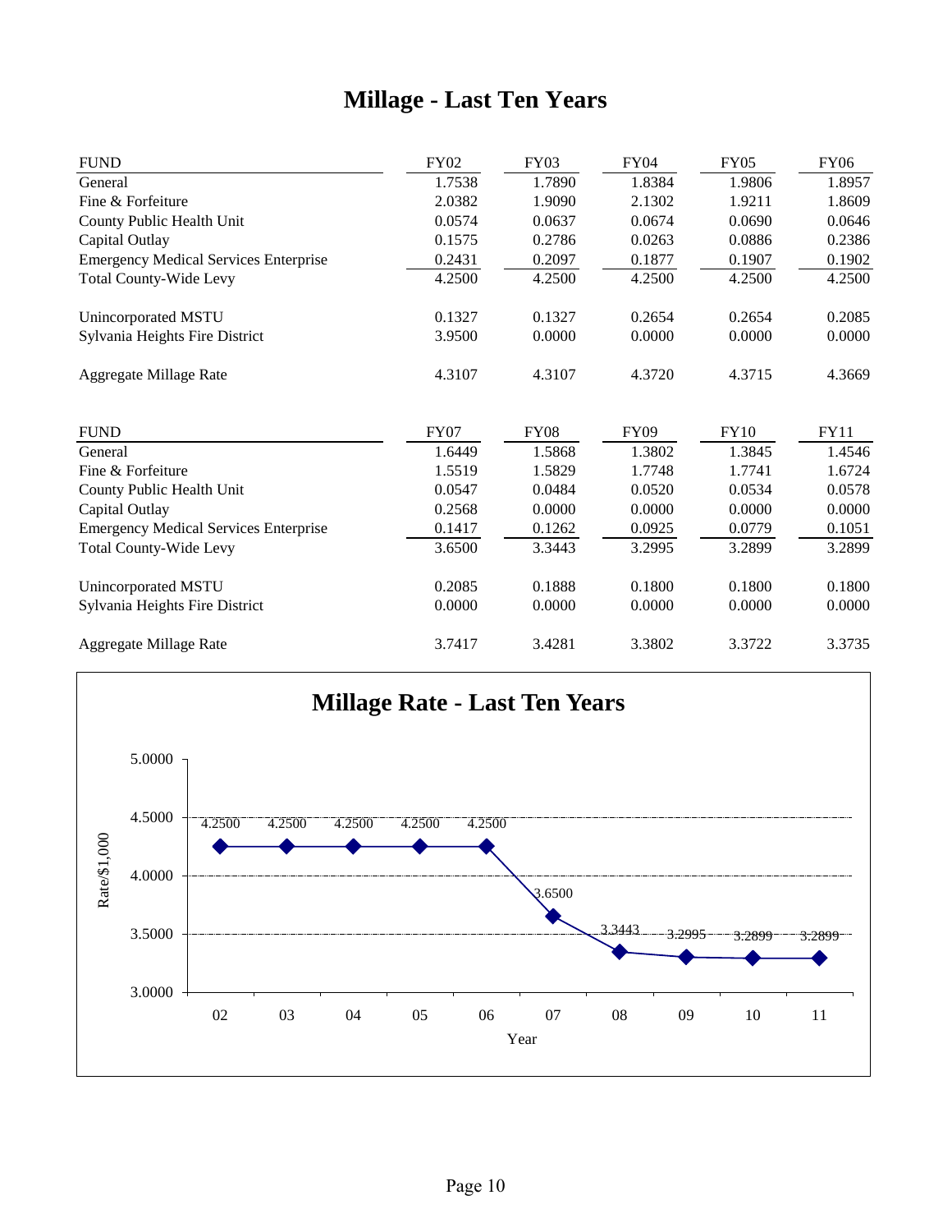# Millage - Last Ten Years

| FUND | FY02 | FY03 | FY04 | FY05 | FY06 |
|---|---|---|---|---|---|
| General | 1.7538 | 1.7890 | 1.8384 | 1.9806 | 1.8957 |
| Fine & Forfeiture | 2.0382 | 1.9090 | 2.1302 | 1.9211 | 1.8609 |
| County Public Health Unit | 0.0574 | 0.0637 | 0.0674 | 0.0690 | 0.0646 |
| Capital Outlay | 0.1575 | 0.2786 | 0.0263 | 0.0886 | 0.2386 |
| Emergency Medical Services Enterprise | 0.2431 | 0.2097 | 0.1877 | 0.1907 | 0.1902 |
| Total County-Wide Levy | 4.2500 | 4.2500 | 4.2500 | 4.2500 | 4.2500 |
| | | | | | |
| Unincorporated MSTU | 0.1327 | 0.1327 | 0.2654 | 0.2654 | 0.2085 |
| Sylvania Heights Fire District | 3.9500 | 0.0000 | 0.0000 | 0.0000 | 0.0000 |
| | | | | | |
| Aggregate Millage Rate | 4.3107 | 4.3107 | 4.3720 | 4.3715 | 4.3669 |

| FUND | FY07 | FY08 | FY09 | FY10 | FY11 |
|---|---|---|---|---|---|
| General | 1.6449 | 1.5868 | 1.3802 | 1.3845 | 1.4546 |
| Fine & Forfeiture | 1.5519 | 1.5829 | 1.7748 | 1.7741 | 1.6724 |
| County Public Health Unit | 0.0547 | 0.0484 | 0.0520 | 0.0534 | 0.0578 |
| Capital Outlay | 0.2568 | 0.0000 | 0.0000 | 0.0000 | 0.0000 |
| Emergency Medical Services Enterprise | 0.1417 | 0.1262 | 0.0925 | 0.0779 | 0.1051 |
| Total County-Wide Levy | 3.6500 | 3.3443 | 3.2995 | 3.2899 | 3.2899 |
| | | | | | |
| Unincorporated MSTU | 0.2085 | 0.1888 | 0.1800 | 0.1800 | 0.1800 |
| Sylvania Heights Fire District | 0.0000 | 0.0000 | 0.0000 | 0.0000 | 0.0000 |
| | | | | | |
| Aggregate Millage Rate | 3.7417 | 3.4281 | 3.3802 | 3.3722 | 3.3735 |

## Millage Rate - Last Ten Years

| Year | 02 | 03 | 04 | 05 | 06 | 07 | 08 | 09 | 10 | 11 |
|---|---|---|---|---|---|---|---|---|---|---|
| Rate/$1,000 | 4.2500 | 4.2500 | 4.2500 | 4.2500 | 4.2500 | 3.6500 | 3.3443 | 3.2995 | 3.2899 | 3.2899 |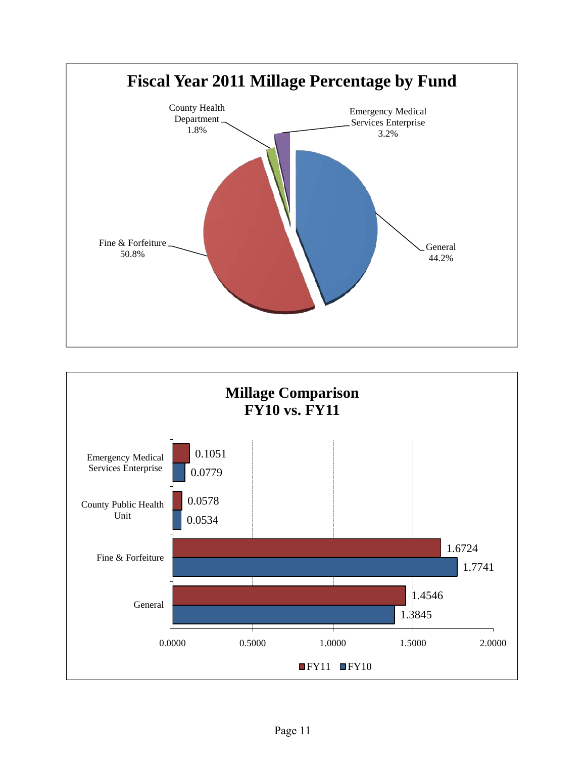## Fiscal Year 2011 Millage Percentage by Fund

| Fund | Percentage |
|---|---|
| General | 44.2% |
| Fine & Forfeiture | 50.8% |
| County Health Department | 1.8% |
| Emergency Medical Services Enterprise | 3.2% |

## Millage Comparison FY10 vs. FY11

| Fund | FY11 | FY10 |
|---|---|---|
| Emergency Medical Services Enterprise | 0.1051 | 0.0779 |
| County Public Health Unit | 0.0578 | 0.0534 |
| Fine & Forfeiture | 1.6724 | 1.7741 |
| General | 1.4546 | 1.3845 |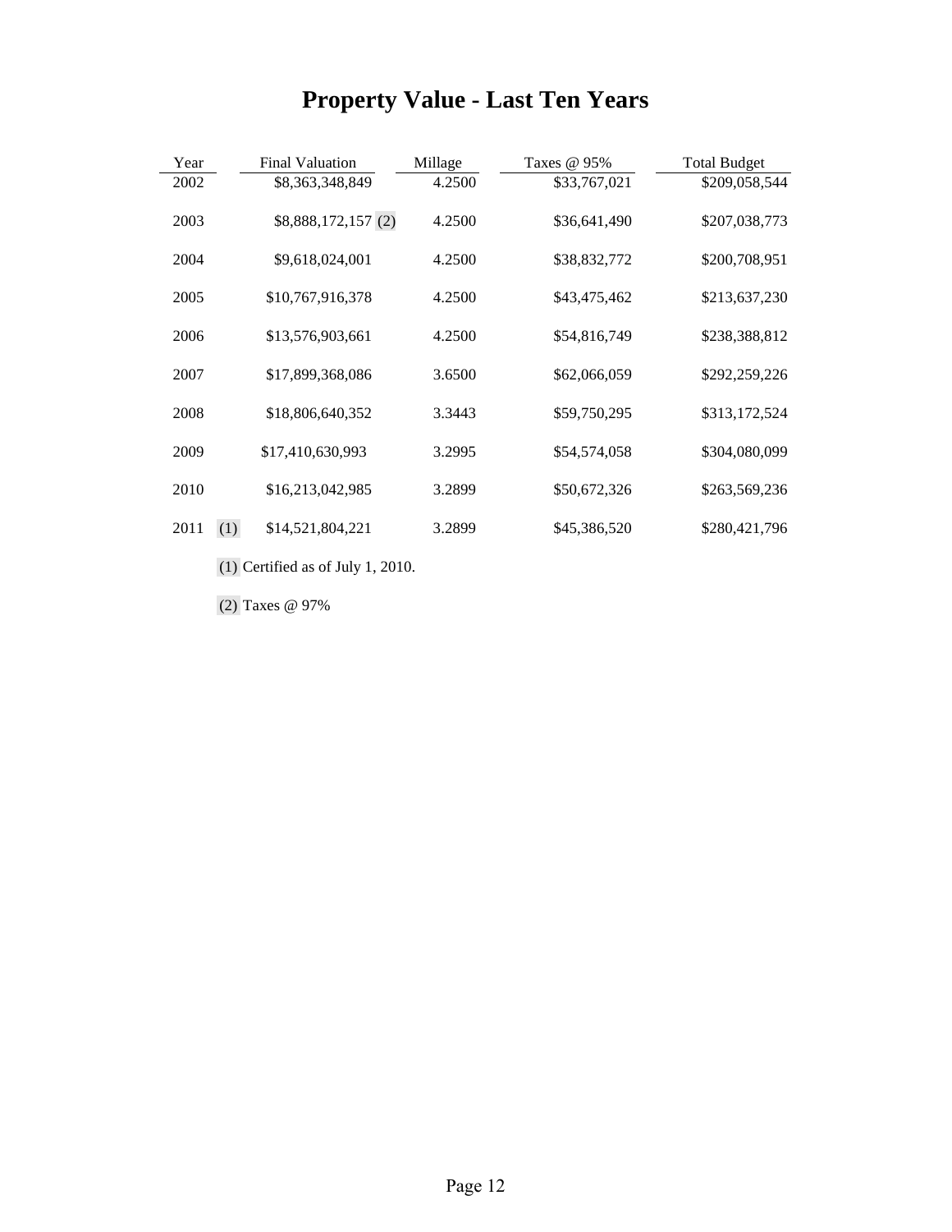# Property Value - Last Ten Years

| Year | | Final Valuation | Millage | Taxes @ 95% | Total Budget |
|---|---|---|---|---|---|
| 2002 | | $8,363,348,849 | 4.2500 | $33,767,021 | $209,058,544 |
| 2003 | | $8,888,172,157 (2) | 4.2500 | $36,641,490 | $207,038,773 |
| 2004 | | $9,618,024,001 | 4.2500 | $38,832,772 | $200,708,951 |
| 2005 | | $10,767,916,378 | 4.2500 | $43,475,462 | $213,637,230 |
| 2006 | | $13,576,903,661 | 4.2500 | $54,816,749 | $238,388,812 |
| 2007 | | $17,899,368,086 | 3.6500 | $62,066,059 | $292,259,226 |
| 2008 | | $18,806,640,352 | 3.3443 | $59,750,295 | $313,172,524 |
| 2009 | | $17,410,630,993 | 3.2995 | $54,574,058 | $304,080,099 |
| 2010 | | $16,213,042,985 | 3.2899 | $50,672,326 | $263,569,236 |
| 2011 | (1) | $14,521,804,221 | 3.2899 | $45,386,520 | $280,421,796 |

(1) Certified as of July 1, 2010.

(2) Taxes @ 97%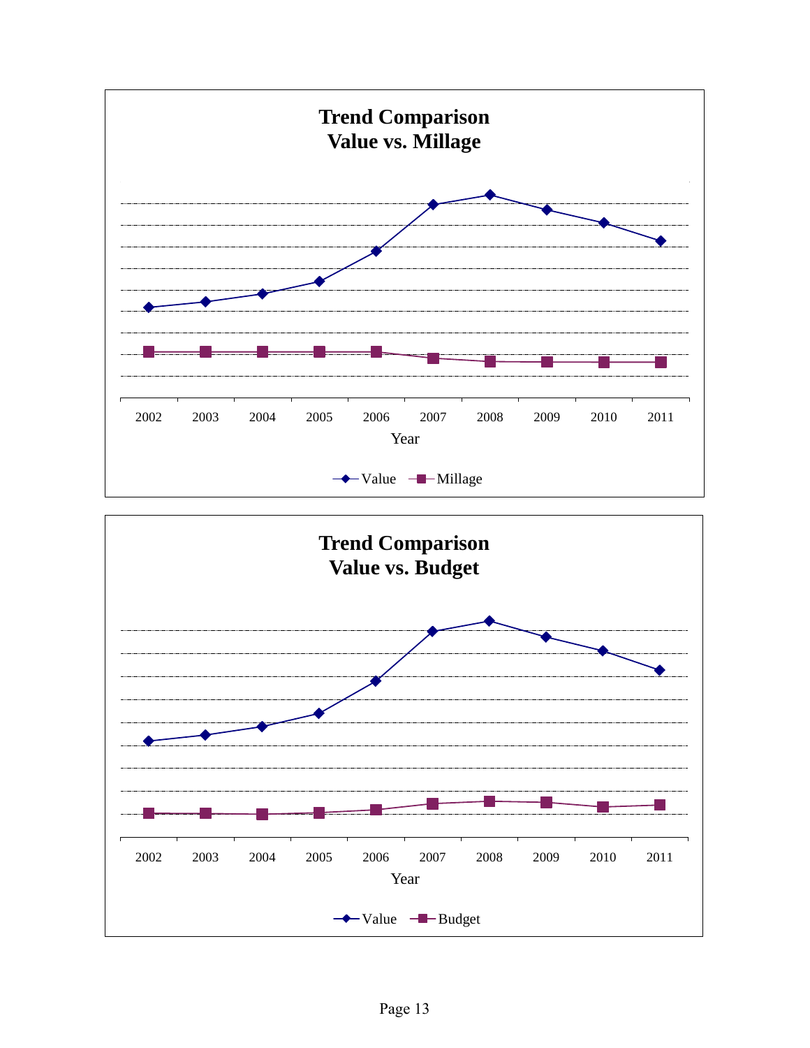**Trend Comparison**
**Value vs. Millage**

2002 2003 2004 2005 2006 2007 2008 2009 2010 2011

Year

Value Millage

**Trend Comparison**
**Value vs. Budget**

2002 2003 2004 2005 2006 2007 2008 2009 2010 2011

Year

Value Budget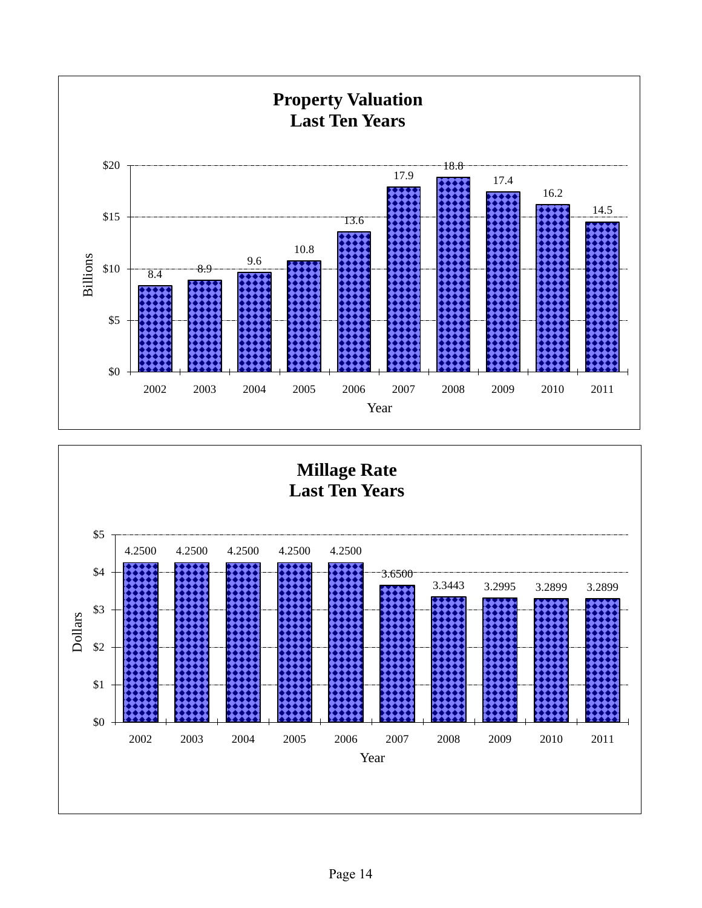## Property Valuation Last Ten Years

| Year | Billions |
|---|---|
| 2002 | 8.4 |
| 2003 | 8.9 |
| 2004 | 9.6 |
| 2005 | 10.8 |
| 2006 | 13.6 |
| 2007 | 17.9 |
| 2008 | 18.8 |
| 2009 | 17.4 |
| 2010 | 16.2 |
| 2011 | 14.5 |

## Millage Rate Last Ten Years

| Year | Dollars |
|---|---|
| 2002 | 4.2500 |
| 2003 | 4.2500 |
| 2004 | 4.2500 |
| 2005 | 4.2500 |
| 2006 | 4.2500 |
| 2007 | 3.6500 |
| 2008 | 3.3443 |
| 2009 | 3.2995 |
| 2010 | 3.2899 |
| 2011 | 3.2899 |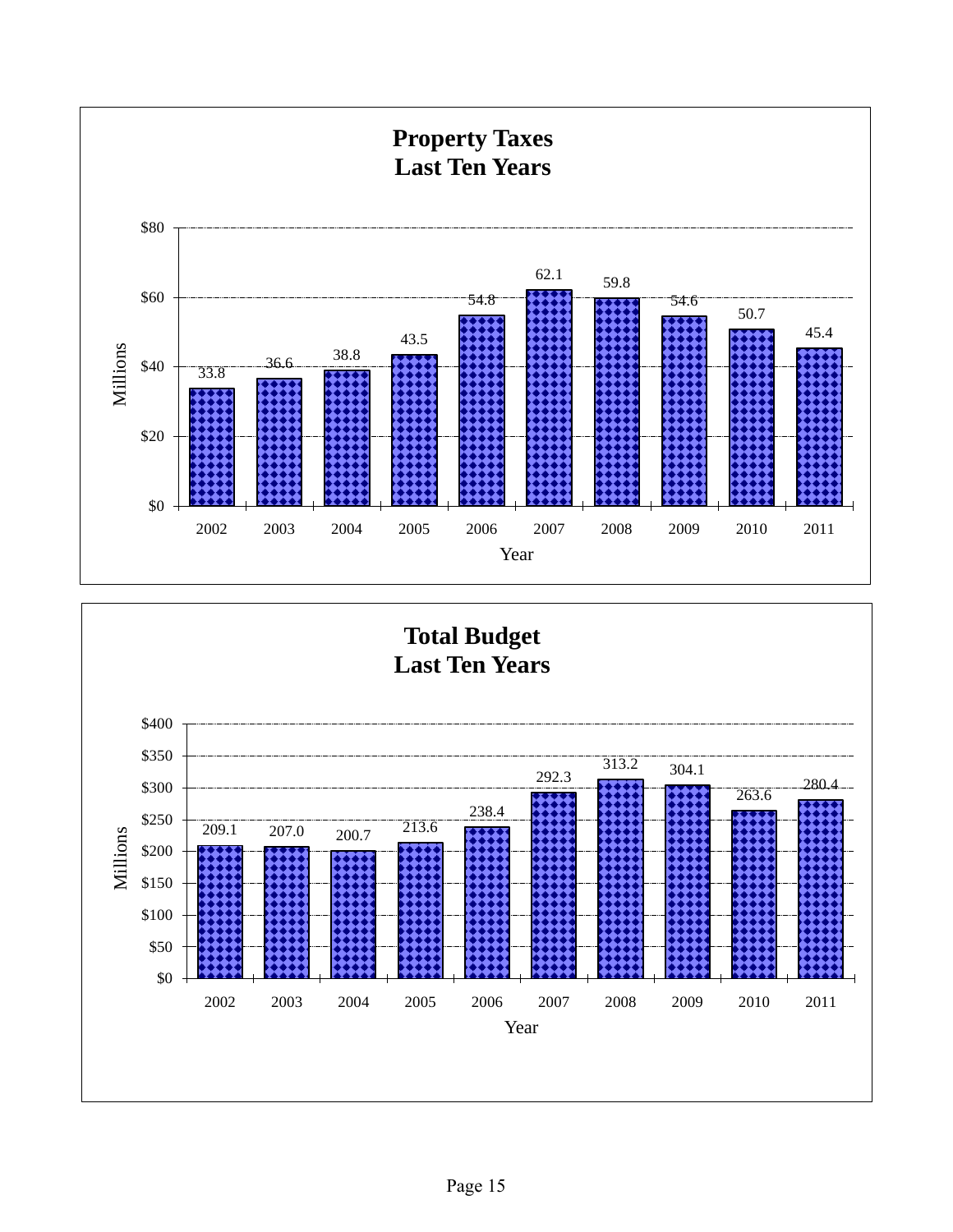## Property Taxes Last Ten Years

| Year | Millions |
|---|---|
| 2002 | 33.8 |
| 2003 | 36.6 |
| 2004 | 38.8 |
| 2005 | 43.5 |
| 2006 | 54.8 |
| 2007 | 62.1 |
| 2008 | 59.8 |
| 2009 | 54.6 |
| 2010 | 50.7 |
| 2011 | 45.4 |

## Total Budget Last Ten Years

| Year | Millions |
|---|---|
| 2002 | 209.1 |
| 2003 | 207.0 |
| 2004 | 200.7 |
| 2005 | 213.6 |
| 2006 | 238.4 |
| 2007 | 292.3 |
| 2008 | 313.2 |
| 2009 | 304.1 |
| 2010 | 263.6 |
| 2011 | 280.4 |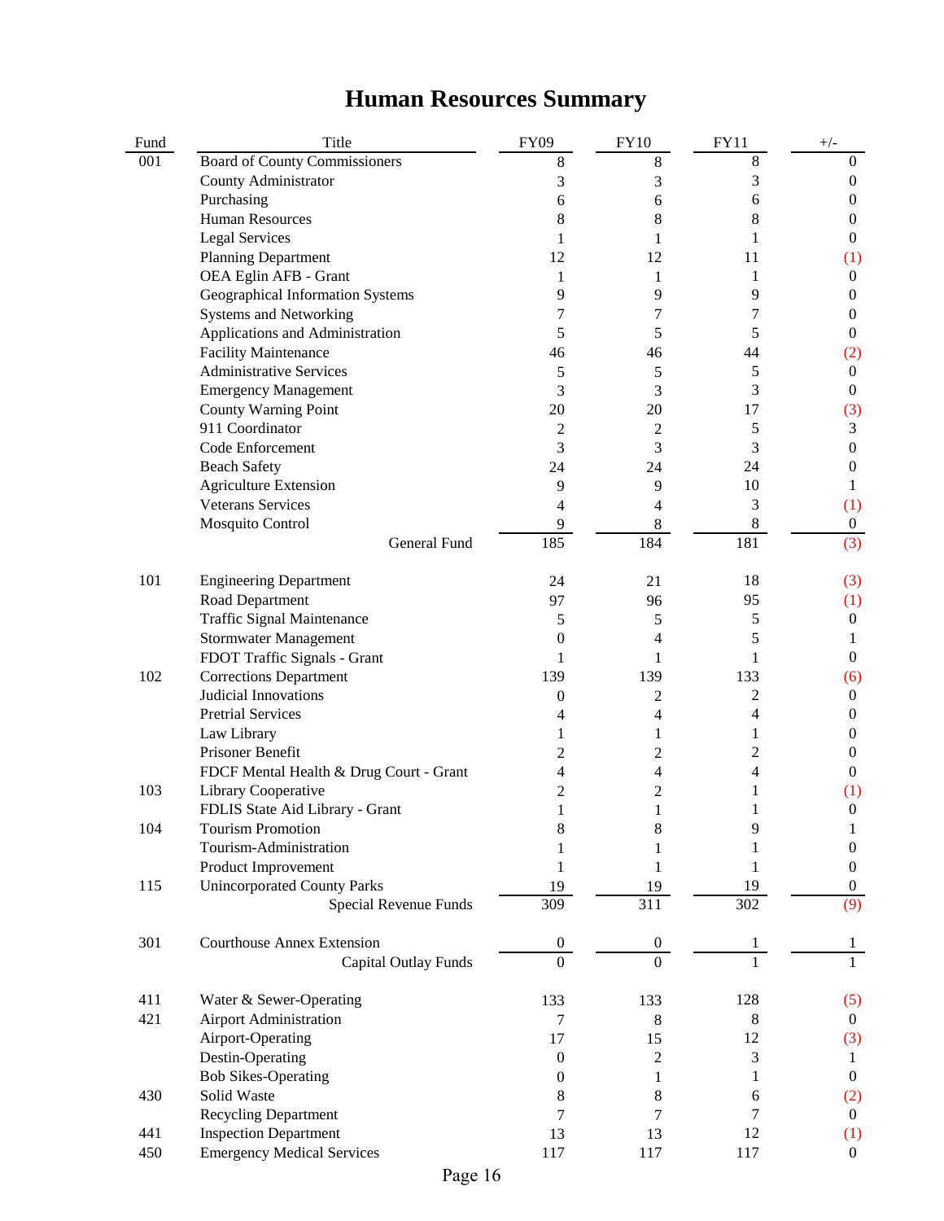# Human Resources Summary

| Fund | Title | FY09 | FY10 | FY11 | +/- |
|---|---|---|---|---|---|
| 001 | Board of County Commissioners | 8 | 8 | 8 | 0 |
| | County Administrator | 3 | 3 | 3 | 0 |
| | Purchasing | 6 | 6 | 6 | 0 |
| | Human Resources | 8 | 8 | 8 | 0 |
| | Legal Services | 1 | 1 | 1 | 0 |
| | Planning Department | 12 | 12 | 11 | (1) |
| | OEA Eglin AFB - Grant | 1 | 1 | 1 | 0 |
| | Geographical Information Systems | 9 | 9 | 9 | 0 |
| | Systems and Networking | 7 | 7 | 7 | 0 |
| | Applications and Administration | 5 | 5 | 5 | 0 |
| | Facility Maintenance | 46 | 46 | 44 | (2) |
| | Administrative Services | 5 | 5 | 5 | 0 |
| | Emergency Management | 3 | 3 | 3 | 0 |
| | County Warning Point | 20 | 20 | 17 | (3) |
| | 911 Coordinator | 2 | 2 | 5 | 3 |
| | Code Enforcement | 3 | 3 | 3 | 0 |
| | Beach Safety | 24 | 24 | 24 | 0 |
| | Agriculture Extension | 9 | 9 | 10 | 1 |
| | Veterans Services | 4 | 4 | 3 | (1) |
| | Mosquito Control | 9 | 8 | 8 | 0 |
| | General Fund | 185 | 184 | 181 | (3) |
| 101 | Engineering Department | 24 | 21 | 18 | (3) |
| | Road Department | 97 | 96 | 95 | (1) |
| | Traffic Signal Maintenance | 5 | 5 | 5 | 0 |
| | Stormwater Management | 0 | 4 | 5 | 1 |
| | FDOT Traffic Signals - Grant | 1 | 1 | 1 | 0 |
| 102 | Corrections Department | 139 | 139 | 133 | (6) |
| | Judicial Innovations | 0 | 2 | 2 | 0 |
| | Pretrial Services | 4 | 4 | 4 | 0 |
| | Law Library | 1 | 1 | 1 | 0 |
| | Prisoner Benefit | 2 | 2 | 2 | 0 |
| | FDCF Mental Health & Drug Court - Grant | 4 | 4 | 4 | 0 |
| 103 | Library Cooperative | 2 | 2 | 1 | (1) |
| | FDLIS State Aid Library - Grant | 1 | 1 | 1 | 0 |
| 104 | Tourism Promotion | 8 | 8 | 9 | 1 |
| | Tourism-Administration | 1 | 1 | 1 | 0 |
| | Product Improvement | 1 | 1 | 1 | 0 |
| 115 | Unincorporated County Parks | 19 | 19 | 19 | 0 |
| | Special Revenue Funds | 309 | 311 | 302 | (9) |
| 301 | Courthouse Annex Extension | 0 | 0 | 1 | 1 |
| | Capital Outlay Funds | 0 | 0 | 1 | 1 |
| 411 | Water & Sewer-Operating | 133 | 133 | 128 | (5) |
| 421 | Airport Administration | 7 | 8 | 8 | 0 |
| | Airport-Operating | 17 | 15 | 12 | (3) |
| | Destin-Operating | 0 | 2 | 3 | 1 |
| | Bob Sikes-Operating | 0 | 1 | 1 | 0 |
| 430 | Solid Waste | 8 | 8 | 6 | (2) |
| | Recycling Department | 7 | 7 | 7 | 0 |
| 441 | Inspection Department | 13 | 13 | 12 | (1) |
| 450 | Emergency Medical Services | 117 | 117 | 117 | 0 |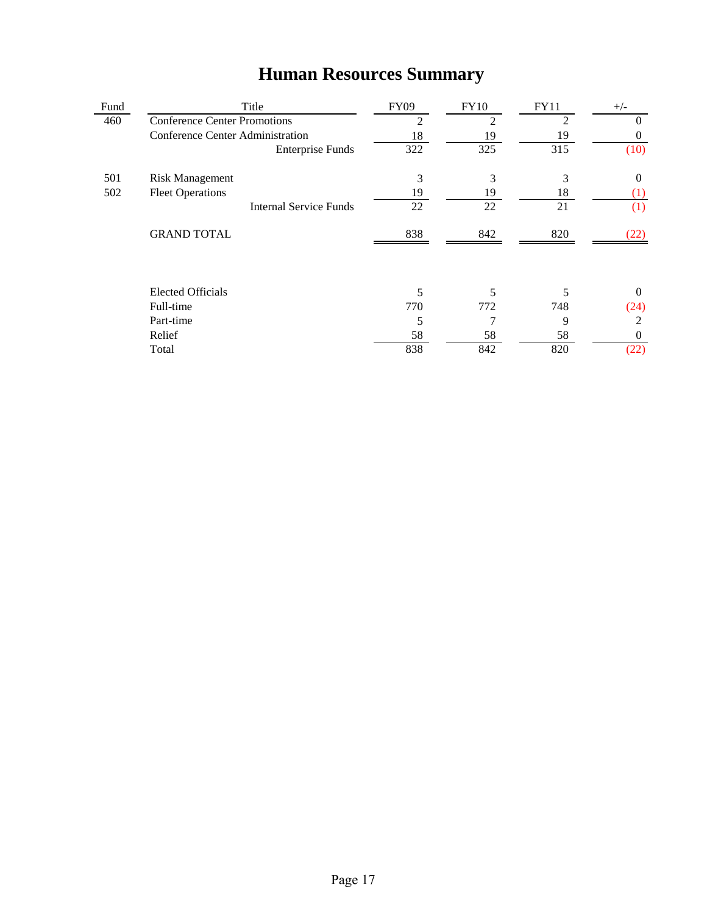# Human Resources Summary

| Fund | Title | FY09 | FY10 | FY11 | +/- |
|---|---|---|---|---|---|
| 460 | Conference Center Promotions | 2 | 2 | 2 | 0 |
| | Conference Center Administration | 18 | 19 | 19 | 0 |
| | Enterprise Funds | 322 | 325 | 315 | (10) |
| | | | | | |
| 501 | Risk Management | 3 | 3 | 3 | 0 |
| 502 | Fleet Operations | 19 | 19 | 18 | (1) |
| | Internal Service Funds | 22 | 22 | 21 | (1) |
| | | | | | |
| | GRAND TOTAL | 838 | 842 | 820 | (22) |

| Title | FY09 | FY10 | FY11 | +/- |
|---|---|---|---|---|
| Elected Officials | 5 | 5 | 5 | 0 |
| Full-time | 770 | 772 | 748 | (24) |
| Part-time | 5 | 7 | 9 | 2 |
| Relief | 58 | 58 | 58 | 0 |
| Total | 838 | 842 | 820 | (22) |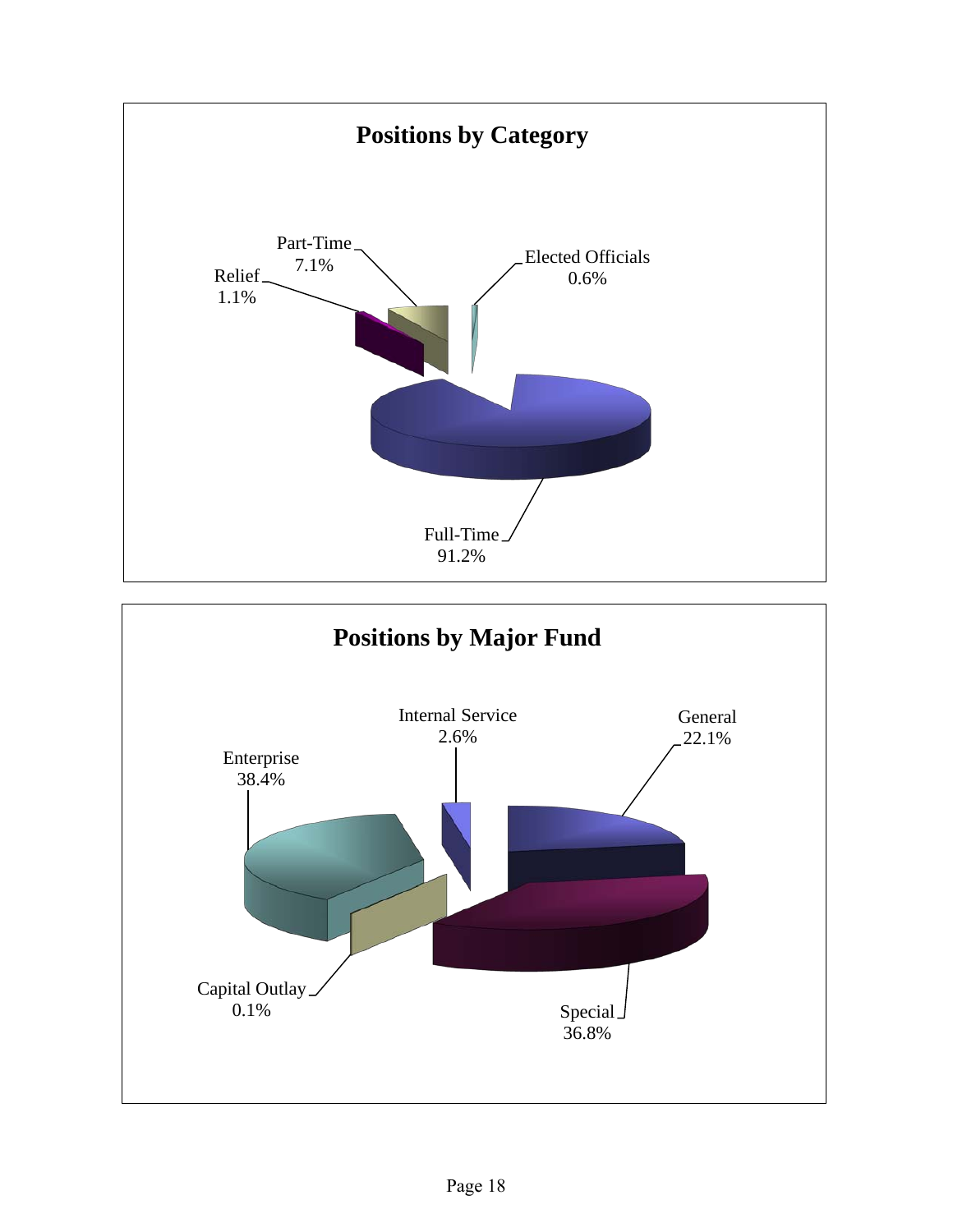## Positions by Category

Part-Time 7.1%

Relief 1.1%

Elected Officials 0.6%

Full-Time 91.2%

## Positions by Major Fund

Internal Service 2.6%

General 22.1%

Enterprise 38.4%

Capital Outlay 0.1%

Special 36.8%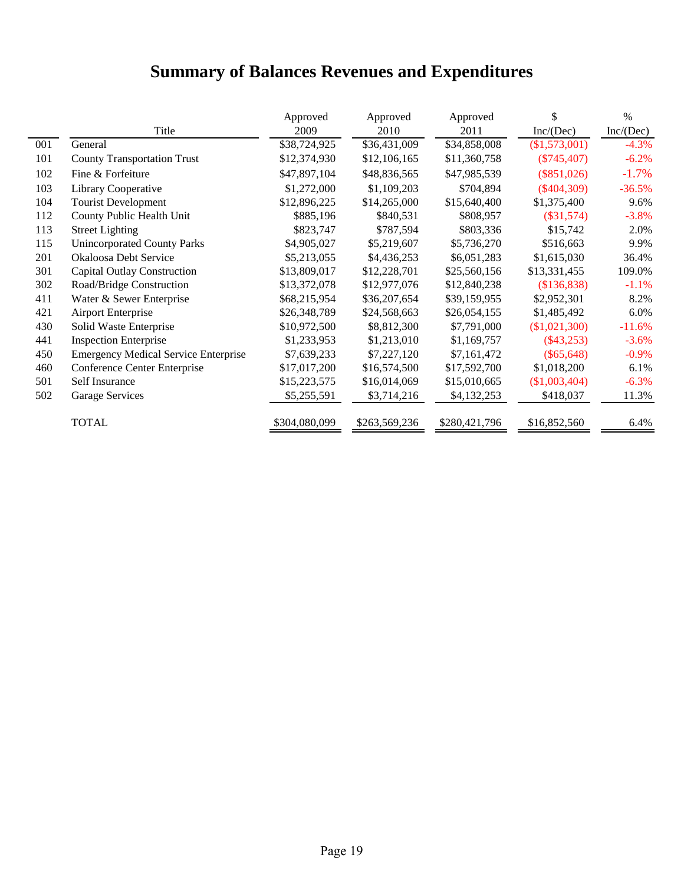# Summary of Balances Revenues and Expenditures

| | Title | Approved 2009 | Approved 2010 | Approved 2011 | $ Inc/(Dec) | % Inc/(Dec) |
|---|---|---|---|---|---|---|
| 001 | General | $38,724,925 | $36,431,009 | $34,858,008 | ($1,573,001) | -4.3% |
| 101 | County Transportation Trust | $12,374,930 | $12,106,165 | $11,360,758 | ($745,407) | -6.2% |
| 102 | Fine & Forfeiture | $47,897,104 | $48,836,565 | $47,985,539 | ($851,026) | -1.7% |
| 103 | Library Cooperative | $1,272,000 | $1,109,203 | $704,894 | ($404,309) | -36.5% |
| 104 | Tourist Development | $12,896,225 | $14,265,000 | $15,640,400 | $1,375,400 | 9.6% |
| 112 | County Public Health Unit | $885,196 | $840,531 | $808,957 | ($31,574) | -3.8% |
| 113 | Street Lighting | $823,747 | $787,594 | $803,336 | $15,742 | 2.0% |
| 115 | Unincorporated County Parks | $4,905,027 | $5,219,607 | $5,736,270 | $516,663 | 9.9% |
| 201 | Okaloosa Debt Service | $5,213,055 | $4,436,253 | $6,051,283 | $1,615,030 | 36.4% |
| 301 | Capital Outlay Construction | $13,809,017 | $12,228,701 | $25,560,156 | $13,331,455 | 109.0% |
| 302 | Road/Bridge Construction | $13,372,078 | $12,977,076 | $12,840,238 | ($136,838) | -1.1% |
| 411 | Water & Sewer Enterprise | $68,215,954 | $36,207,654 | $39,159,955 | $2,952,301 | 8.2% |
| 421 | Airport Enterprise | $26,348,789 | $24,568,663 | $26,054,155 | $1,485,492 | 6.0% |
| 430 | Solid Waste Enterprise | $10,972,500 | $8,812,300 | $7,791,000 | ($1,021,300) | -11.6% |
| 441 | Inspection Enterprise | $1,233,953 | $1,213,010 | $1,169,757 | ($43,253) | -3.6% |
| 450 | Emergency Medical Service Enterprise | $7,639,233 | $7,227,120 | $7,161,472 | ($65,648) | -0.9% |
| 460 | Conference Center Enterprise | $17,017,200 | $16,574,500 | $17,592,700 | $1,018,200 | 6.1% |
| 501 | Self Insurance | $15,223,575 | $16,014,069 | $15,010,665 | ($1,003,404) | -6.3% |
| 502 | Garage Services | $5,255,591 | $3,714,216 | $4,132,253 | $418,037 | 11.3% |
| | TOTAL | $304,080,099 | $263,569,236 | $280,421,796 | $16,852,560 | 6.4% |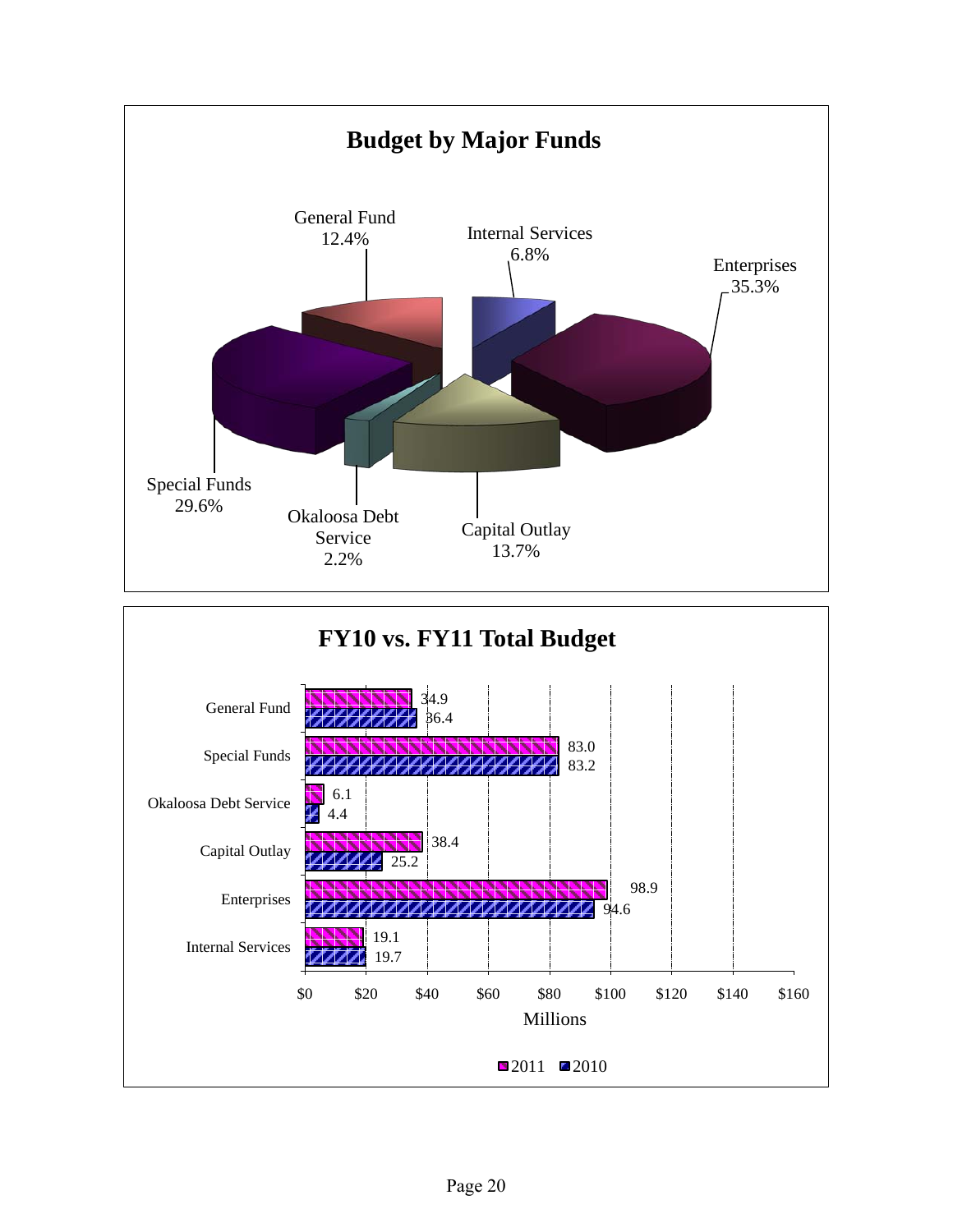## Budget by Major Funds

| Fund | Percent |
|---|---|
| General Fund | 12.4% |
| Internal Services | 6.8% |
| Enterprises | 35.3% |
| Capital Outlay | 13.7% |
| Okaloosa Debt Service | 2.2% |
| Special Funds | 29.6% |

## FY10 vs. FY11 Total Budget

(Millions)

| Fund | 2011 | 2010 |
|---|---|---|
| General Fund | 34.9 | 36.4 |
| Special Funds | 83.0 | 83.2 |
| Okaloosa Debt Service | 6.1 | 4.4 |
| Capital Outlay | 38.4 | 25.2 |
| Enterprises | 98.9 | 94.6 |
| Internal Services | 19.1 | 19.7 |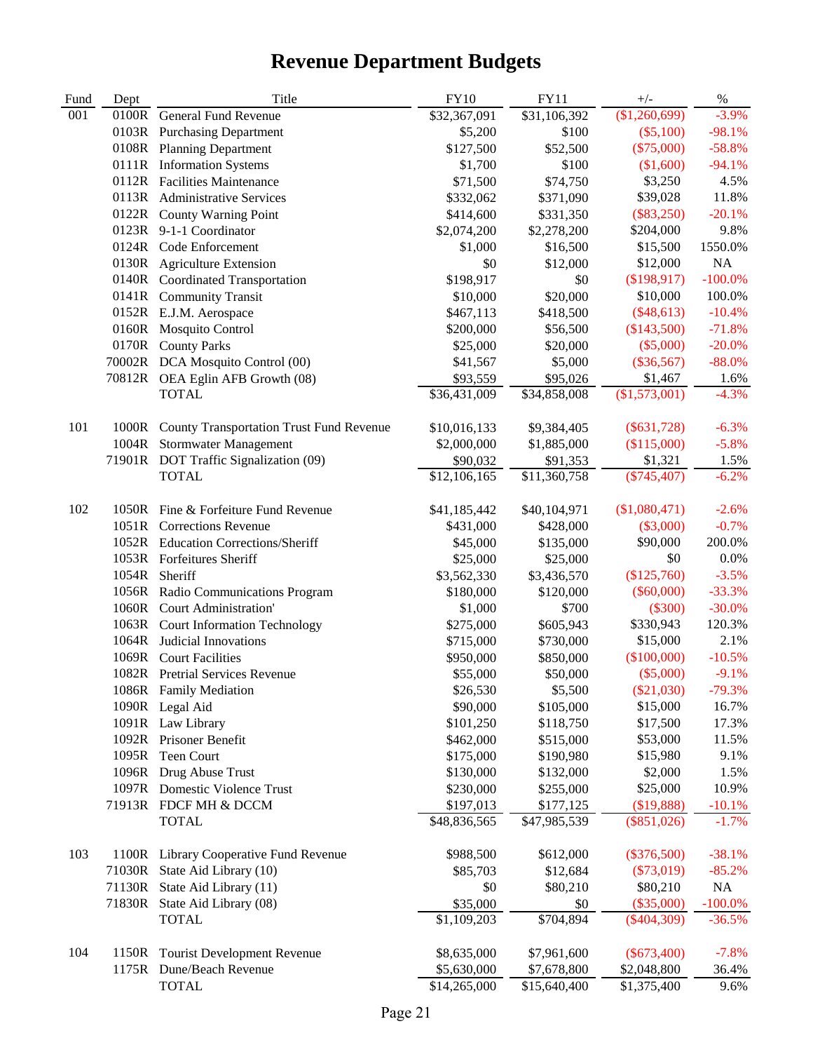# Revenue Department Budgets

| Fund | Dept | Title | FY10 | FY11 | +/- | % |
|---|---|---|---|---|---|---|
| 001 | 0100R | General Fund Revenue | $32,367,091 | $31,106,392 | ($1,260,699) | -3.9% |
| | 0103R | Purchasing Department | $5,200 | $100 | ($5,100) | -98.1% |
| | 0108R | Planning Department | $127,500 | $52,500 | ($75,000) | -58.8% |
| | 0111R | Information Systems | $1,700 | $100 | ($1,600) | -94.1% |
| | 0112R | Facilities Maintenance | $71,500 | $74,750 | $3,250 | 4.5% |
| | 0113R | Administrative Services | $332,062 | $371,090 | $39,028 | 11.8% |
| | 0122R | County Warning Point | $414,600 | $331,350 | ($83,250) | -20.1% |
| | 0123R | 9-1-1 Coordinator | $2,074,200 | $2,278,200 | $204,000 | 9.8% |
| | 0124R | Code Enforcement | $1,000 | $16,500 | $15,500 | 1550.0% |
| | 0130R | Agriculture Extension | $0 | $12,000 | $12,000 | NA |
| | 0140R | Coordinated Transportation | $198,917 | $0 | ($198,917) | -100.0% |
| | 0141R | Community Transit | $10,000 | $20,000 | $10,000 | 100.0% |
| | 0152R | E.J.M. Aerospace | $467,113 | $418,500 | ($48,613) | -10.4% |
| | 0160R | Mosquito Control | $200,000 | $56,500 | ($143,500) | -71.8% |
| | 0170R | County Parks | $25,000 | $20,000 | ($5,000) | -20.0% |
| | 70002R | DCA Mosquito Control (00) | $41,567 | $5,000 | ($36,567) | -88.0% |
| | 70812R | OEA Eglin AFB Growth (08) | $93,559 | $95,026 | $1,467 | 1.6% |
| | | TOTAL | $36,431,009 | $34,858,008 | ($1,573,001) | -4.3% |
| | | | | | | |
| 101 | 1000R | County Transportation Trust Fund Revenue | $10,016,133 | $9,384,405 | ($631,728) | -6.3% |
| | 1004R | Stormwater Management | $2,000,000 | $1,885,000 | ($115,000) | -5.8% |
| | 71901R | DOT Traffic Signalization (09) | $90,032 | $91,353 | $1,321 | 1.5% |
| | | TOTAL | $12,106,165 | $11,360,758 | ($745,407) | -6.2% |
| | | | | | | |
| 102 | 1050R | Fine & Forfeiture Fund Revenue | $41,185,442 | $40,104,971 | ($1,080,471) | -2.6% |
| | 1051R | Corrections Revenue | $431,000 | $428,000 | ($3,000) | -0.7% |
| | 1052R | Education Corrections/Sheriff | $45,000 | $135,000 | $90,000 | 200.0% |
| | 1053R | Forfeitures Sheriff | $25,000 | $25,000 | $0 | 0.0% |
| | 1054R | Sheriff | $3,562,330 | $3,436,570 | ($125,760) | -3.5% |
| | 1056R | Radio Communications Program | $180,000 | $120,000 | ($60,000) | -33.3% |
| | 1060R | Court Administration' | $1,000 | $700 | ($300) | -30.0% |
| | 1063R | Court Information Technology | $275,000 | $605,943 | $330,943 | 120.3% |
| | 1064R | Judicial Innovations | $715,000 | $730,000 | $15,000 | 2.1% |
| | 1069R | Court Facilities | $950,000 | $850,000 | ($100,000) | -10.5% |
| | 1082R | Pretrial Services Revenue | $55,000 | $50,000 | ($5,000) | -9.1% |
| | 1086R | Family Mediation | $26,530 | $5,500 | ($21,030) | -79.3% |
| | 1090R | Legal Aid | $90,000 | $105,000 | $15,000 | 16.7% |
| | 1091R | Law Library | $101,250 | $118,750 | $17,500 | 17.3% |
| | 1092R | Prisoner Benefit | $462,000 | $515,000 | $53,000 | 11.5% |
| | 1095R | Teen Court | $175,000 | $190,980 | $15,980 | 9.1% |
| | 1096R | Drug Abuse Trust | $130,000 | $132,000 | $2,000 | 1.5% |
| | 1097R | Domestic Violence Trust | $230,000 | $255,000 | $25,000 | 10.9% |
| | 71913R | FDCF MH & DCCM | $197,013 | $177,125 | ($19,888) | -10.1% |
| | | TOTAL | $48,836,565 | $47,985,539 | ($851,026) | -1.7% |
| | | | | | | |
| 103 | 1100R | Library Cooperative Fund Revenue | $988,500 | $612,000 | ($376,500) | -38.1% |
| | 71030R | State Aid Library (10) | $85,703 | $12,684 | ($73,019) | -85.2% |
| | 71130R | State Aid Library (11) | $0 | $80,210 | $80,210 | NA |
| | 71830R | State Aid Library (08) | $35,000 | $0 | ($35,000) | -100.0% |
| | | TOTAL | $1,109,203 | $704,894 | ($404,309) | -36.5% |
| | | | | | | |
| 104 | 1150R | Tourist Development Revenue | $8,635,000 | $7,961,600 | ($673,400) | -7.8% |
| | 1175R | Dune/Beach Revenue | $5,630,000 | $7,678,800 | $2,048,800 | 36.4% |
| | | TOTAL | $14,265,000 | $15,640,400 | $1,375,400 | 9.6% |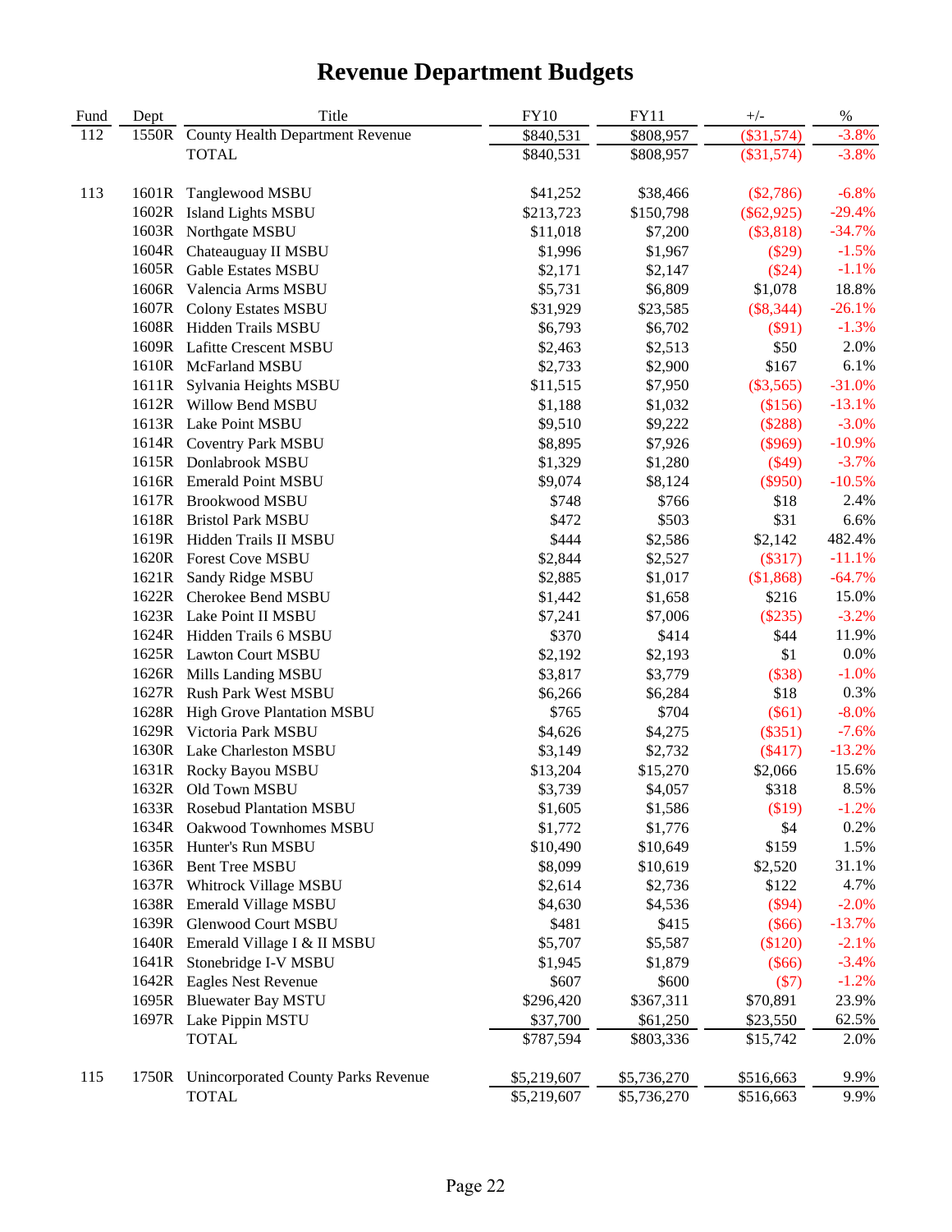# Revenue Department Budgets

| Fund | Dept | Title | FY10 | FY11 | +/- | % |
|---|---|---|---|---|---|---|
| 112 | 1550R | County Health Department Revenue | $840,531 | $808,957 | ($31,574) | -3.8% |
| | | TOTAL | $840,531 | $808,957 | ($31,574) | -3.8% |
| | | | | | | |
| 113 | 1601R | Tanglewood MSBU | $41,252 | $38,466 | ($2,786) | -6.8% |
| | 1602R | Island Lights MSBU | $213,723 | $150,798 | ($62,925) | -29.4% |
| | 1603R | Northgate MSBU | $11,018 | $7,200 | ($3,818) | -34.7% |
| | 1604R | Chateauguay II MSBU | $1,996 | $1,967 | ($29) | -1.5% |
| | 1605R | Gable Estates MSBU | $2,171 | $2,147 | ($24) | -1.1% |
| | 1606R | Valencia Arms MSBU | $5,731 | $6,809 | $1,078 | 18.8% |
| | 1607R | Colony Estates MSBU | $31,929 | $23,585 | ($8,344) | -26.1% |
| | 1608R | Hidden Trails MSBU | $6,793 | $6,702 | ($91) | -1.3% |
| | 1609R | Lafitte Crescent MSBU | $2,463 | $2,513 | $50 | 2.0% |
| | 1610R | McFarland MSBU | $2,733 | $2,900 | $167 | 6.1% |
| | 1611R | Sylvania Heights MSBU | $11,515 | $7,950 | ($3,565) | -31.0% |
| | 1612R | Willow Bend MSBU | $1,188 | $1,032 | ($156) | -13.1% |
| | 1613R | Lake Point MSBU | $9,510 | $9,222 | ($288) | -3.0% |
| | 1614R | Coventry Park MSBU | $8,895 | $7,926 | ($969) | -10.9% |
| | 1615R | Donlabrook MSBU | $1,329 | $1,280 | ($49) | -3.7% |
| | 1616R | Emerald Point MSBU | $9,074 | $8,124 | ($950) | -10.5% |
| | 1617R | Brookwood MSBU | $748 | $766 | $18 | 2.4% |
| | 1618R | Bristol Park MSBU | $472 | $503 | $31 | 6.6% |
| | 1619R | Hidden Trails II MSBU | $444 | $2,586 | $2,142 | 482.4% |
| | 1620R | Forest Cove MSBU | $2,844 | $2,527 | ($317) | -11.1% |
| | 1621R | Sandy Ridge MSBU | $2,885 | $1,017 | ($1,868) | -64.7% |
| | 1622R | Cherokee Bend MSBU | $1,442 | $1,658 | $216 | 15.0% |
| | 1623R | Lake Point II MSBU | $7,241 | $7,006 | ($235) | -3.2% |
| | 1624R | Hidden Trails 6 MSBU | $370 | $414 | $44 | 11.9% |
| | 1625R | Lawton Court MSBU | $2,192 | $2,193 | $1 | 0.0% |
| | 1626R | Mills Landing MSBU | $3,817 | $3,779 | ($38) | -1.0% |
| | 1627R | Rush Park West MSBU | $6,266 | $6,284 | $18 | 0.3% |
| | 1628R | High Grove Plantation MSBU | $765 | $704 | ($61) | -8.0% |
| | 1629R | Victoria Park MSBU | $4,626 | $4,275 | ($351) | -7.6% |
| | 1630R | Lake Charleston MSBU | $3,149 | $2,732 | ($417) | -13.2% |
| | 1631R | Rocky Bayou MSBU | $13,204 | $15,270 | $2,066 | 15.6% |
| | 1632R | Old Town MSBU | $3,739 | $4,057 | $318 | 8.5% |
| | 1633R | Rosebud Plantation MSBU | $1,605 | $1,586 | ($19) | -1.2% |
| | 1634R | Oakwood Townhomes MSBU | $1,772 | $1,776 | $4 | 0.2% |
| | 1635R | Hunter's Run MSBU | $10,490 | $10,649 | $159 | 1.5% |
| | 1636R | Bent Tree MSBU | $8,099 | $10,619 | $2,520 | 31.1% |
| | 1637R | Whitrock Village MSBU | $2,614 | $2,736 | $122 | 4.7% |
| | 1638R | Emerald Village MSBU | $4,630 | $4,536 | ($94) | -2.0% |
| | 1639R | Glenwood Court MSBU | $481 | $415 | ($66) | -13.7% |
| | 1640R | Emerald Village I & II MSBU | $5,707 | $5,587 | ($120) | -2.1% |
| | 1641R | Stonebridge I-V MSBU | $1,945 | $1,879 | ($66) | -3.4% |
| | 1642R | Eagles Nest Revenue | $607 | $600 | ($7) | -1.2% |
| | 1695R | Bluewater Bay MSTU | $296,420 | $367,311 | $70,891 | 23.9% |
| | 1697R | Lake Pippin MSTU | $37,700 | $61,250 | $23,550 | 62.5% |
| | | TOTAL | $787,594 | $803,336 | $15,742 | 2.0% |
| | | | | | | |
| 115 | 1750R | Unincorporated County Parks Revenue | $5,219,607 | $5,736,270 | $516,663 | 9.9% |
| | | TOTAL | $5,219,607 | $5,736,270 | $516,663 | 9.9% |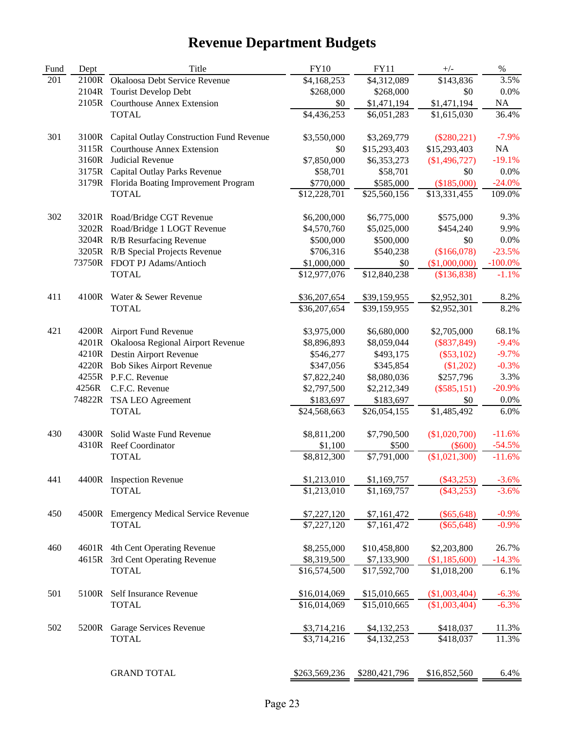# Revenue Department Budgets

| Fund | Dept | Title | FY10 | FY11 | +/- | % |
|---|---|---|---|---|---|---|
| 201 | 2100R | Okaloosa Debt Service Revenue | $4,168,253 | $4,312,089 | $143,836 | 3.5% |
| | 2104R | Tourist Develop Debt | $268,000 | $268,000 | $0 | 0.0% |
| | 2105R | Courthouse Annex Extension | $0 | $1,471,194 | $1,471,194 | NA |
| | | TOTAL | $4,436,253 | $6,051,283 | $1,615,030 | 36.4% |
| 301 | 3100R | Capital Outlay Construction Fund Revenue | $3,550,000 | $3,269,779 | ($280,221) | -7.9% |
| | 3115R | Courthouse Annex Extension | $0 | $15,293,403 | $15,293,403 | NA |
| | 3160R | Judicial Revenue | $7,850,000 | $6,353,273 | ($1,496,727) | -19.1% |
| | 3175R | Capital Outlay Parks Revenue | $58,701 | $58,701 | $0 | 0.0% |
| | 3179R | Florida Boating Improvement Program | $770,000 | $585,000 | ($185,000) | -24.0% |
| | | TOTAL | $12,228,701 | $25,560,156 | $13,331,455 | 109.0% |
| 302 | 3201R | Road/Bridge CGT Revenue | $6,200,000 | $6,775,000 | $575,000 | 9.3% |
| | 3202R | Road/Bridge 1 LOGT Revenue | $4,570,760 | $5,025,000 | $454,240 | 9.9% |
| | 3204R | R/B Resurfacing Revenue | $500,000 | $500,000 | $0 | 0.0% |
| | 3205R | R/B Special Projects Revenue | $706,316 | $540,238 | ($166,078) | -23.5% |
| | 73750R | FDOT PJ Adams/Antioch | $1,000,000 | $0 | ($1,000,000) | -100.0% |
| | | TOTAL | $12,977,076 | $12,840,238 | ($136,838) | -1.1% |
| 411 | 4100R | Water & Sewer Revenue | $36,207,654 | $39,159,955 | $2,952,301 | 8.2% |
| | | TOTAL | $36,207,654 | $39,159,955 | $2,952,301 | 8.2% |
| 421 | 4200R | Airport Fund Revenue | $3,975,000 | $6,680,000 | $2,705,000 | 68.1% |
| | 4201R | Okaloosa Regional Airport Revenue | $8,896,893 | $8,059,044 | ($837,849) | -9.4% |
| | 4210R | Destin Airport Revenue | $546,277 | $493,175 | ($53,102) | -9.7% |
| | 4220R | Bob Sikes Airport Revenue | $347,056 | $345,854 | ($1,202) | -0.3% |
| | 4255R | P.F.C. Revenue | $7,822,240 | $8,080,036 | $257,796 | 3.3% |
| | 4256R | C.F.C. Revenue | $2,797,500 | $2,212,349 | ($585,151) | -20.9% |
| | 74822R | TSA LEO Agreement | $183,697 | $183,697 | $0 | 0.0% |
| | | TOTAL | $24,568,663 | $26,054,155 | $1,485,492 | 6.0% |
| 430 | 4300R | Solid Waste Fund Revenue | $8,811,200 | $7,790,500 | ($1,020,700) | -11.6% |
| | 4310R | Reef Coordinator | $1,100 | $500 | ($600) | -54.5% |
| | | TOTAL | $8,812,300 | $7,791,000 | ($1,021,300) | -11.6% |
| 441 | 4400R | Inspection Revenue | $1,213,010 | $1,169,757 | ($43,253) | -3.6% |
| | | TOTAL | $1,213,010 | $1,169,757 | ($43,253) | -3.6% |
| 450 | 4500R | Emergency Medical Service Revenue | $7,227,120 | $7,161,472 | ($65,648) | -0.9% |
| | | TOTAL | $7,227,120 | $7,161,472 | ($65,648) | -0.9% |
| 460 | 4601R | 4th Cent Operating Revenue | $8,255,000 | $10,458,800 | $2,203,800 | 26.7% |
| | 4615R | 3rd Cent Operating Revenue | $8,319,500 | $7,133,900 | ($1,185,600) | -14.3% |
| | | TOTAL | $16,574,500 | $17,592,700 | $1,018,200 | 6.1% |
| 501 | 5100R | Self Insurance Revenue | $16,014,069 | $15,010,665 | ($1,003,404) | -6.3% |
| | | TOTAL | $16,014,069 | $15,010,665 | ($1,003,404) | -6.3% |
| 502 | 5200R | Garage Services Revenue | $3,714,216 | $4,132,253 | $418,037 | 11.3% |
| | | TOTAL | $3,714,216 | $4,132,253 | $418,037 | 11.3% |
| | | GRAND TOTAL | $263,569,236 | $280,421,796 | $16,852,560 | 6.4% |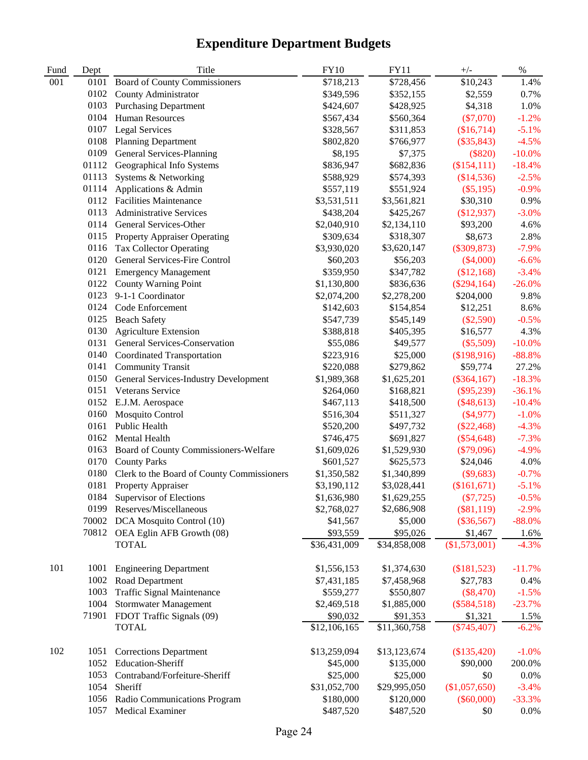# Expenditure Department Budgets

| Fund | Dept | Title | FY10 | FY11 | +/- | % |
|---|---|---|---|---|---|---|
| 001 | 0101 | Board of County Commissioners | $718,213 | $728,456 | $10,243 | 1.4% |
| | 0102 | County Administrator | $349,596 | $352,155 | $2,559 | 0.7% |
| | 0103 | Purchasing Department | $424,607 | $428,925 | $4,318 | 1.0% |
| | 0104 | Human Resources | $567,434 | $560,364 | ($7,070) | -1.2% |
| | 0107 | Legal Services | $328,567 | $311,853 | ($16,714) | -5.1% |
| | 0108 | Planning Department | $802,820 | $766,977 | ($35,843) | -4.5% |
| | 0109 | General Services-Planning | $8,195 | $7,375 | ($820) | -10.0% |
| | 01112 | Geographical Info Systems | $836,947 | $682,836 | ($154,111) | -18.4% |
| | 01113 | Systems & Networking | $588,929 | $574,393 | ($14,536) | -2.5% |
| | 01114 | Applications & Admin | $557,119 | $551,924 | ($5,195) | -0.9% |
| | 0112 | Facilities Maintenance | $3,531,511 | $3,561,821 | $30,310 | 0.9% |
| | 0113 | Administrative Services | $438,204 | $425,267 | ($12,937) | -3.0% |
| | 0114 | General Services-Other | $2,040,910 | $2,134,110 | $93,200 | 4.6% |
| | 0115 | Property Appraiser Operating | $309,634 | $318,307 | $8,673 | 2.8% |
| | 0116 | Tax Collector Operating | $3,930,020 | $3,620,147 | ($309,873) | -7.9% |
| | 0120 | General Services-Fire Control | $60,203 | $56,203 | ($4,000) | -6.6% |
| | 0121 | Emergency Management | $359,950 | $347,782 | ($12,168) | -3.4% |
| | 0122 | County Warning Point | $1,130,800 | $836,636 | ($294,164) | -26.0% |
| | 0123 | 9-1-1 Coordinator | $2,074,200 | $2,278,200 | $204,000 | 9.8% |
| | 0124 | Code Enforcement | $142,603 | $154,854 | $12,251 | 8.6% |
| | 0125 | Beach Safety | $547,739 | $545,149 | ($2,590) | -0.5% |
| | 0130 | Agriculture Extension | $388,818 | $405,395 | $16,577 | 4.3% |
| | 0131 | General Services-Conservation | $55,086 | $49,577 | ($5,509) | -10.0% |
| | 0140 | Coordinated Transportation | $223,916 | $25,000 | ($198,916) | -88.8% |
| | 0141 | Community Transit | $220,088 | $279,862 | $59,774 | 27.2% |
| | 0150 | General Services-Industry Development | $1,989,368 | $1,625,201 | ($364,167) | -18.3% |
| | 0151 | Veterans Service | $264,060 | $168,821 | ($95,239) | -36.1% |
| | 0152 | E.J.M. Aerospace | $467,113 | $418,500 | ($48,613) | -10.4% |
| | 0160 | Mosquito Control | $516,304 | $511,327 | ($4,977) | -1.0% |
| | 0161 | Public Health | $520,200 | $497,732 | ($22,468) | -4.3% |
| | 0162 | Mental Health | $746,475 | $691,827 | ($54,648) | -7.3% |
| | 0163 | Board of County Commissioners-Welfare | $1,609,026 | $1,529,930 | ($79,096) | -4.9% |
| | 0170 | County Parks | $601,527 | $625,573 | $24,046 | 4.0% |
| | 0180 | Clerk to the Board of County Commissioners | $1,350,582 | $1,340,899 | ($9,683) | -0.7% |
| | 0181 | Property Appraiser | $3,190,112 | $3,028,441 | ($161,671) | -5.1% |
| | 0184 | Supervisor of Elections | $1,636,980 | $1,629,255 | ($7,725) | -0.5% |
| | 0199 | Reserves/Miscellaneous | $2,768,027 | $2,686,908 | ($81,119) | -2.9% |
| | 70002 | DCA Mosquito Control (10) | $41,567 | $5,000 | ($36,567) | -88.0% |
| | 70812 | OEA Eglin AFB Growth (08) | $93,559 | $95,026 | $1,467 | 1.6% |
| | | TOTAL | $36,431,009 | $34,858,008 | ($1,573,001) | -4.3% |
| 101 | 1001 | Engineering Department | $1,556,153 | $1,374,630 | ($181,523) | -11.7% |
| | 1002 | Road Department | $7,431,185 | $7,458,968 | $27,783 | 0.4% |
| | 1003 | Traffic Signal Maintenance | $559,277 | $550,807 | ($8,470) | -1.5% |
| | 1004 | Stormwater Management | $2,469,518 | $1,885,000 | ($584,518) | -23.7% |
| | 71901 | FDOT Traffic Signals (09) | $90,032 | $91,353 | $1,321 | 1.5% |
| | | TOTAL | $12,106,165 | $11,360,758 | ($745,407) | -6.2% |
| 102 | 1051 | Corrections Department | $13,259,094 | $13,123,674 | ($135,420) | -1.0% |
| | 1052 | Education-Sheriff | $45,000 | $135,000 | $90,000 | 200.0% |
| | 1053 | Contraband/Forfeiture-Sheriff | $25,000 | $25,000 | $0 | 0.0% |
| | 1054 | Sheriff | $31,052,700 | $29,995,050 | ($1,057,650) | -3.4% |
| | 1056 | Radio Communications Program | $180,000 | $120,000 | ($60,000) | -33.3% |
| | 1057 | Medical Examiner | $487,520 | $487,520 | $0 | 0.0% |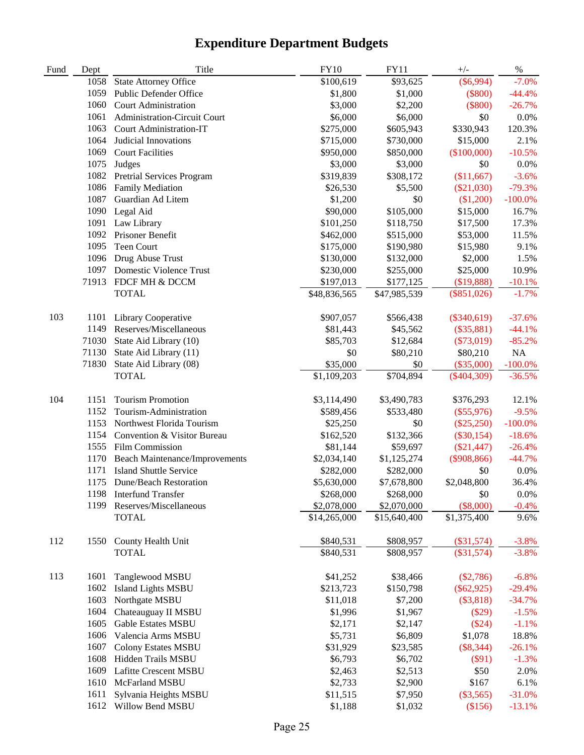# Expenditure Department Budgets

| Fund | Dept | Title | FY10 | FY11 | +/- | % |
|---|---|---|---|---|---|---|
| | 1058 | State Attorney Office | $100,619 | $93,625 | ($6,994) | -7.0% |
| | 1059 | Public Defender Office | $1,800 | $1,000 | ($800) | -44.4% |
| | 1060 | Court Administration | $3,000 | $2,200 | ($800) | -26.7% |
| | 1061 | Administration-Circuit Court | $6,000 | $6,000 | $0 | 0.0% |
| | 1063 | Court Administration-IT | $275,000 | $605,943 | $330,943 | 120.3% |
| | 1064 | Judicial Innovations | $715,000 | $730,000 | $15,000 | 2.1% |
| | 1069 | Court Facilities | $950,000 | $850,000 | ($100,000) | -10.5% |
| | 1075 | Judges | $3,000 | $3,000 | $0 | 0.0% |
| | 1082 | Pretrial Services Program | $319,839 | $308,172 | ($11,667) | -3.6% |
| | 1086 | Family Mediation | $26,530 | $5,500 | ($21,030) | -79.3% |
| | 1087 | Guardian Ad Litem | $1,200 | $0 | ($1,200) | -100.0% |
| | 1090 | Legal Aid | $90,000 | $105,000 | $15,000 | 16.7% |
| | 1091 | Law Library | $101,250 | $118,750 | $17,500 | 17.3% |
| | 1092 | Prisoner Benefit | $462,000 | $515,000 | $53,000 | 11.5% |
| | 1095 | Teen Court | $175,000 | $190,980 | $15,980 | 9.1% |
| | 1096 | Drug Abuse Trust | $130,000 | $132,000 | $2,000 | 1.5% |
| | 1097 | Domestic Violence Trust | $230,000 | $255,000 | $25,000 | 10.9% |
| | 71913 | FDCF MH & DCCM | $197,013 | $177,125 | ($19,888) | -10.1% |
| | | TOTAL | $48,836,565 | $47,985,539 | ($851,026) | -1.7% |
| 103 | 1101 | Library Cooperative | $907,057 | $566,438 | ($340,619) | -37.6% |
| | 1149 | Reserves/Miscellaneous | $81,443 | $45,562 | ($35,881) | -44.1% |
| | 71030 | State Aid Library (10) | $85,703 | $12,684 | ($73,019) | -85.2% |
| | 71130 | State Aid Library (11) | $0 | $80,210 | $80,210 | NA |
| | 71830 | State Aid Library (08) | $35,000 | $0 | ($35,000) | -100.0% |
| | | TOTAL | $1,109,203 | $704,894 | ($404,309) | -36.5% |
| 104 | 1151 | Tourism Promotion | $3,114,490 | $3,490,783 | $376,293 | 12.1% |
| | 1152 | Tourism-Administration | $589,456 | $533,480 | ($55,976) | -9.5% |
| | 1153 | Northwest Florida Tourism | $25,250 | $0 | ($25,250) | -100.0% |
| | 1154 | Convention & Visitor Bureau | $162,520 | $132,366 | ($30,154) | -18.6% |
| | 1555 | Film Commission | $81,144 | $59,697 | ($21,447) | -26.4% |
| | 1170 | Beach Maintenance/Improvements | $2,034,140 | $1,125,274 | ($908,866) | -44.7% |
| | 1171 | Island Shuttle Service | $282,000 | $282,000 | $0 | 0.0% |
| | 1175 | Dune/Beach Restoration | $5,630,000 | $7,678,800 | $2,048,800 | 36.4% |
| | 1198 | Interfund Transfer | $268,000 | $268,000 | $0 | 0.0% |
| | 1199 | Reserves/Miscellaneous | $2,078,000 | $2,070,000 | ($8,000) | -0.4% |
| | | TOTAL | $14,265,000 | $15,640,400 | $1,375,400 | 9.6% |
| 112 | 1550 | County Health Unit | $840,531 | $808,957 | ($31,574) | -3.8% |
| | | TOTAL | $840,531 | $808,957 | ($31,574) | -3.8% |
| 113 | 1601 | Tanglewood MSBU | $41,252 | $38,466 | ($2,786) | -6.8% |
| | 1602 | Island Lights MSBU | $213,723 | $150,798 | ($62,925) | -29.4% |
| | 1603 | Northgate MSBU | $11,018 | $7,200 | ($3,818) | -34.7% |
| | 1604 | Chateauguay II MSBU | $1,996 | $1,967 | ($29) | -1.5% |
| | 1605 | Gable Estates MSBU | $2,171 | $2,147 | ($24) | -1.1% |
| | 1606 | Valencia Arms MSBU | $5,731 | $6,809 | $1,078 | 18.8% |
| | 1607 | Colony Estates MSBU | $31,929 | $23,585 | ($8,344) | -26.1% |
| | 1608 | Hidden Trails MSBU | $6,793 | $6,702 | ($91) | -1.3% |
| | 1609 | Lafitte Crescent MSBU | $2,463 | $2,513 | $50 | 2.0% |
| | 1610 | McFarland MSBU | $2,733 | $2,900 | $167 | 6.1% |
| | 1611 | Sylvania Heights MSBU | $11,515 | $7,950 | ($3,565) | -31.0% |
| | 1612 | Willow Bend MSBU | $1,188 | $1,032 | ($156) | -13.1% |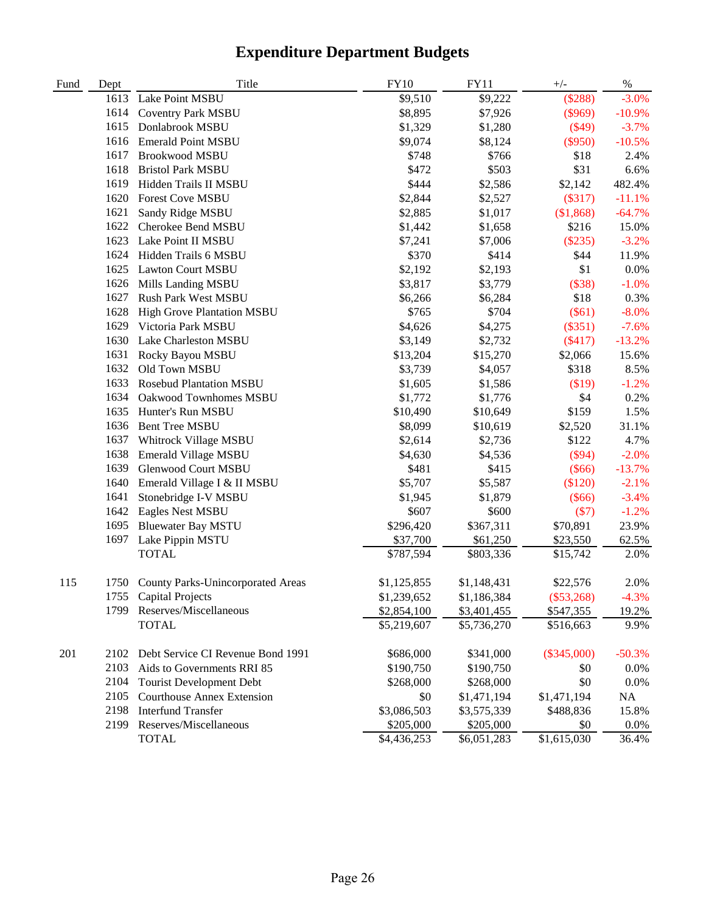# Expenditure Department Budgets

| Fund | Dept | Title | FY10 | FY11 | +/- | % |
|---|---|---|---|---|---|---|
| | 1613 | Lake Point MSBU | $9,510 | $9,222 | ($288) | -3.0% |
| | 1614 | Coventry Park MSBU | $8,895 | $7,926 | ($969) | -10.9% |
| | 1615 | Donlabrook MSBU | $1,329 | $1,280 | ($49) | -3.7% |
| | 1616 | Emerald Point MSBU | $9,074 | $8,124 | ($950) | -10.5% |
| | 1617 | Brookwood MSBU | $748 | $766 | $18 | 2.4% |
| | 1618 | Bristol Park MSBU | $472 | $503 | $31 | 6.6% |
| | 1619 | Hidden Trails II MSBU | $444 | $2,586 | $2,142 | 482.4% |
| | 1620 | Forest Cove MSBU | $2,844 | $2,527 | ($317) | -11.1% |
| | 1621 | Sandy Ridge MSBU | $2,885 | $1,017 | ($1,868) | -64.7% |
| | 1622 | Cherokee Bend MSBU | $1,442 | $1,658 | $216 | 15.0% |
| | 1623 | Lake Point II MSBU | $7,241 | $7,006 | ($235) | -3.2% |
| | 1624 | Hidden Trails 6 MSBU | $370 | $414 | $44 | 11.9% |
| | 1625 | Lawton Court MSBU | $2,192 | $2,193 | $1 | 0.0% |
| | 1626 | Mills Landing MSBU | $3,817 | $3,779 | ($38) | -1.0% |
| | 1627 | Rush Park West MSBU | $6,266 | $6,284 | $18 | 0.3% |
| | 1628 | High Grove Plantation MSBU | $765 | $704 | ($61) | -8.0% |
| | 1629 | Victoria Park MSBU | $4,626 | $4,275 | ($351) | -7.6% |
| | 1630 | Lake Charleston MSBU | $3,149 | $2,732 | ($417) | -13.2% |
| | 1631 | Rocky Bayou MSBU | $13,204 | $15,270 | $2,066 | 15.6% |
| | 1632 | Old Town MSBU | $3,739 | $4,057 | $318 | 8.5% |
| | 1633 | Rosebud Plantation MSBU | $1,605 | $1,586 | ($19) | -1.2% |
| | 1634 | Oakwood Townhomes MSBU | $1,772 | $1,776 | $4 | 0.2% |
| | 1635 | Hunter's Run MSBU | $10,490 | $10,649 | $159 | 1.5% |
| | 1636 | Bent Tree MSBU | $8,099 | $10,619 | $2,520 | 31.1% |
| | 1637 | Whitrock Village MSBU | $2,614 | $2,736 | $122 | 4.7% |
| | 1638 | Emerald Village MSBU | $4,630 | $4,536 | ($94) | -2.0% |
| | 1639 | Glenwood Court MSBU | $481 | $415 | ($66) | -13.7% |
| | 1640 | Emerald Village I & II MSBU | $5,707 | $5,587 | ($120) | -2.1% |
| | 1641 | Stonebridge I-V MSBU | $1,945 | $1,879 | ($66) | -3.4% |
| | 1642 | Eagles Nest MSBU | $607 | $600 | ($7) | -1.2% |
| | 1695 | Bluewater Bay MSTU | $296,420 | $367,311 | $70,891 | 23.9% |
| | 1697 | Lake Pippin MSTU | $37,700 | $61,250 | $23,550 | 62.5% |
| | | TOTAL | $787,594 | $803,336 | $15,742 | 2.0% |
| 115 | 1750 | County Parks-Unincorporated Areas | $1,125,855 | $1,148,431 | $22,576 | 2.0% |
| | 1755 | Capital Projects | $1,239,652 | $1,186,384 | ($53,268) | -4.3% |
| | 1799 | Reserves/Miscellaneous | $2,854,100 | $3,401,455 | $547,355 | 19.2% |
| | | TOTAL | $5,219,607 | $5,736,270 | $516,663 | 9.9% |
| 201 | 2102 | Debt Service CI Revenue Bond 1991 | $686,000 | $341,000 | ($345,000) | -50.3% |
| | 2103 | Aids to Governments RRI 85 | $190,750 | $190,750 | $0 | 0.0% |
| | 2104 | Tourist Development Debt | $268,000 | $268,000 | $0 | 0.0% |
| | 2105 | Courthouse Annex Extension | $0 | $1,471,194 | $1,471,194 | NA |
| | 2198 | Interfund Transfer | $3,086,503 | $3,575,339 | $488,836 | 15.8% |
| | 2199 | Reserves/Miscellaneous | $205,000 | $205,000 | $0 | 0.0% |
| | | TOTAL | $4,436,253 | $6,051,283 | $1,615,030 | 36.4% |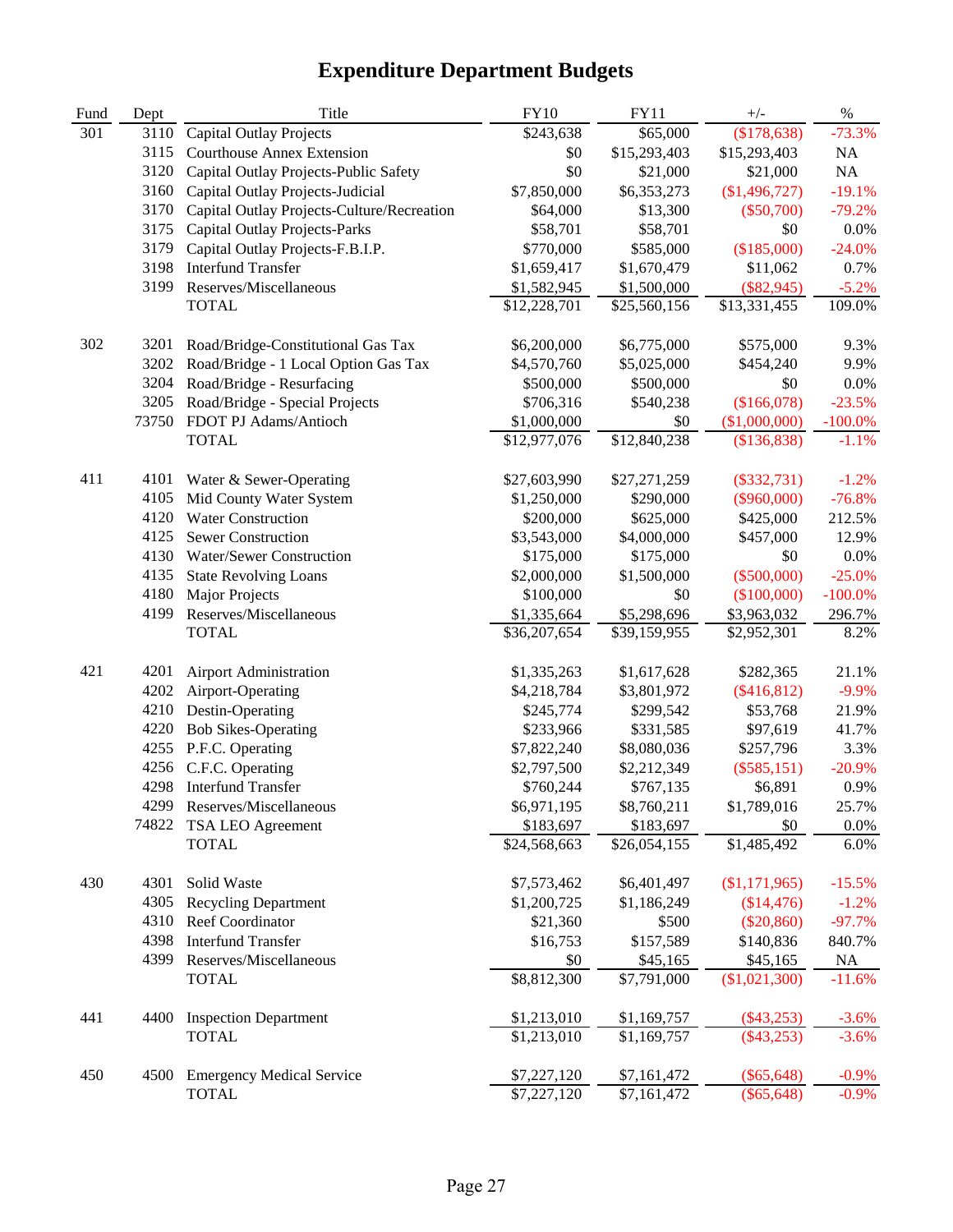# Expenditure Department Budgets

| Fund | Dept | Title | FY10 | FY11 | +/- | % |
|---|---|---|---|---|---|---|
| 301 | 3110 | Capital Outlay Projects | $243,638 | $65,000 | ($178,638) | -73.3% |
| | 3115 | Courthouse Annex Extension | $0 | $15,293,403 | $15,293,403 | NA |
| | 3120 | Capital Outlay Projects-Public Safety | $0 | $21,000 | $21,000 | NA |
| | 3160 | Capital Outlay Projects-Judicial | $7,850,000 | $6,353,273 | ($1,496,727) | -19.1% |
| | 3170 | Capital Outlay Projects-Culture/Recreation | $64,000 | $13,300 | ($50,700) | -79.2% |
| | 3175 | Capital Outlay Projects-Parks | $58,701 | $58,701 | $0 | 0.0% |
| | 3179 | Capital Outlay Projects-F.B.I.P. | $770,000 | $585,000 | ($185,000) | -24.0% |
| | 3198 | Interfund Transfer | $1,659,417 | $1,670,479 | $11,062 | 0.7% |
| | 3199 | Reserves/Miscellaneous | $1,582,945 | $1,500,000 | ($82,945) | -5.2% |
| | | TOTAL | $12,228,701 | $25,560,156 | $13,331,455 | 109.0% |
| 302 | 3201 | Road/Bridge-Constitutional Gas Tax | $6,200,000 | $6,775,000 | $575,000 | 9.3% |
| | 3202 | Road/Bridge - 1 Local Option Gas Tax | $4,570,760 | $5,025,000 | $454,240 | 9.9% |
| | 3204 | Road/Bridge - Resurfacing | $500,000 | $500,000 | $0 | 0.0% |
| | 3205 | Road/Bridge - Special Projects | $706,316 | $540,238 | ($166,078) | -23.5% |
| | 73750 | FDOT PJ Adams/Antioch | $1,000,000 | $0 | ($1,000,000) | -100.0% |
| | | TOTAL | $12,977,076 | $12,840,238 | ($136,838) | -1.1% |
| 411 | 4101 | Water & Sewer-Operating | $27,603,990 | $27,271,259 | ($332,731) | -1.2% |
| | 4105 | Mid County Water System | $1,250,000 | $290,000 | ($960,000) | -76.8% |
| | 4120 | Water Construction | $200,000 | $625,000 | $425,000 | 212.5% |
| | 4125 | Sewer Construction | $3,543,000 | $4,000,000 | $457,000 | 12.9% |
| | 4130 | Water/Sewer Construction | $175,000 | $175,000 | $0 | 0.0% |
| | 4135 | State Revolving Loans | $2,000,000 | $1,500,000 | ($500,000) | -25.0% |
| | 4180 | Major Projects | $100,000 | $0 | ($100,000) | -100.0% |
| | 4199 | Reserves/Miscellaneous | $1,335,664 | $5,298,696 | $3,963,032 | 296.7% |
| | | TOTAL | $36,207,654 | $39,159,955 | $2,952,301 | 8.2% |
| 421 | 4201 | Airport Administration | $1,335,263 | $1,617,628 | $282,365 | 21.1% |
| | 4202 | Airport-Operating | $4,218,784 | $3,801,972 | ($416,812) | -9.9% |
| | 4210 | Destin-Operating | $245,774 | $299,542 | $53,768 | 21.9% |
| | 4220 | Bob Sikes-Operating | $233,966 | $331,585 | $97,619 | 41.7% |
| | 4255 | P.F.C. Operating | $7,822,240 | $8,080,036 | $257,796 | 3.3% |
| | 4256 | C.F.C. Operating | $2,797,500 | $2,212,349 | ($585,151) | -20.9% |
| | 4298 | Interfund Transfer | $760,244 | $767,135 | $6,891 | 0.9% |
| | 4299 | Reserves/Miscellaneous | $6,971,195 | $8,760,211 | $1,789,016 | 25.7% |
| | 74822 | TSA LEO Agreement | $183,697 | $183,697 | $0 | 0.0% |
| | | TOTAL | $24,568,663 | $26,054,155 | $1,485,492 | 6.0% |
| 430 | 4301 | Solid Waste | $7,573,462 | $6,401,497 | ($1,171,965) | -15.5% |
| | 4305 | Recycling Department | $1,200,725 | $1,186,249 | ($14,476) | -1.2% |
| | 4310 | Reef Coordinator | $21,360 | $500 | ($20,860) | -97.7% |
| | 4398 | Interfund Transfer | $16,753 | $157,589 | $140,836 | 840.7% |
| | 4399 | Reserves/Miscellaneous | $0 | $45,165 | $45,165 | NA |
| | | TOTAL | $8,812,300 | $7,791,000 | ($1,021,300) | -11.6% |
| 441 | 4400 | Inspection Department | $1,213,010 | $1,169,757 | ($43,253) | -3.6% |
| | | TOTAL | $1,213,010 | $1,169,757 | ($43,253) | -3.6% |
| 450 | 4500 | Emergency Medical Service | $7,227,120 | $7,161,472 | ($65,648) | -0.9% |
| | | TOTAL | $7,227,120 | $7,161,472 | ($65,648) | -0.9% |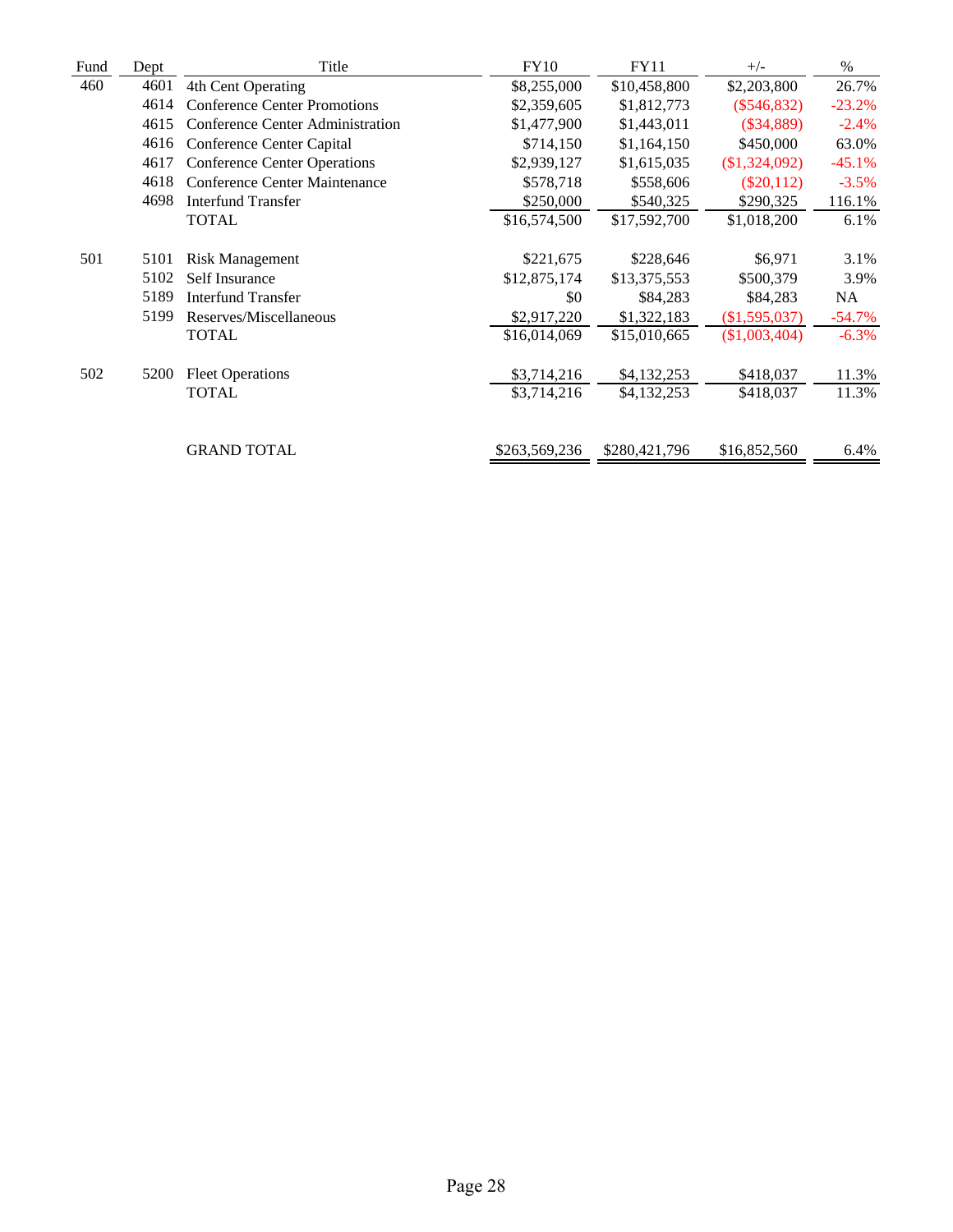| Fund | Dept | Title | FY10 | FY11 | +/- | % |
|---|---|---|---|---|---|---|
| 460 | 4601 | 4th Cent Operating | $8,255,000 | $10,458,800 | $2,203,800 | 26.7% |
| | 4614 | Conference Center Promotions | $2,359,605 | $1,812,773 | ($546,832) | -23.2% |
| | 4615 | Conference Center Administration | $1,477,900 | $1,443,011 | ($34,889) | -2.4% |
| | 4616 | Conference Center Capital | $714,150 | $1,164,150 | $450,000 | 63.0% |
| | 4617 | Conference Center Operations | $2,939,127 | $1,615,035 | ($1,324,092) | -45.1% |
| | 4618 | Conference Center Maintenance | $578,718 | $558,606 | ($20,112) | -3.5% |
| | 4698 | Interfund Transfer | $250,000 | $540,325 | $290,325 | 116.1% |
| | | TOTAL | $16,574,500 | $17,592,700 | $1,018,200 | 6.1% |
| 501 | 5101 | Risk Management | $221,675 | $228,646 | $6,971 | 3.1% |
| | 5102 | Self Insurance | $12,875,174 | $13,375,553 | $500,379 | 3.9% |
| | 5189 | Interfund Transfer | $0 | $84,283 | $84,283 | NA |
| | 5199 | Reserves/Miscellaneous | $2,917,220 | $1,322,183 | ($1,595,037) | -54.7% |
| | | TOTAL | $16,014,069 | $15,010,665 | ($1,003,404) | -6.3% |
| 502 | 5200 | Fleet Operations | $3,714,216 | $4,132,253 | $418,037 | 11.3% |
| | | TOTAL | $3,714,216 | $4,132,253 | $418,037 | 11.3% |
| | | GRAND TOTAL | $263,569,236 | $280,421,796 | $16,852,560 | 6.4% |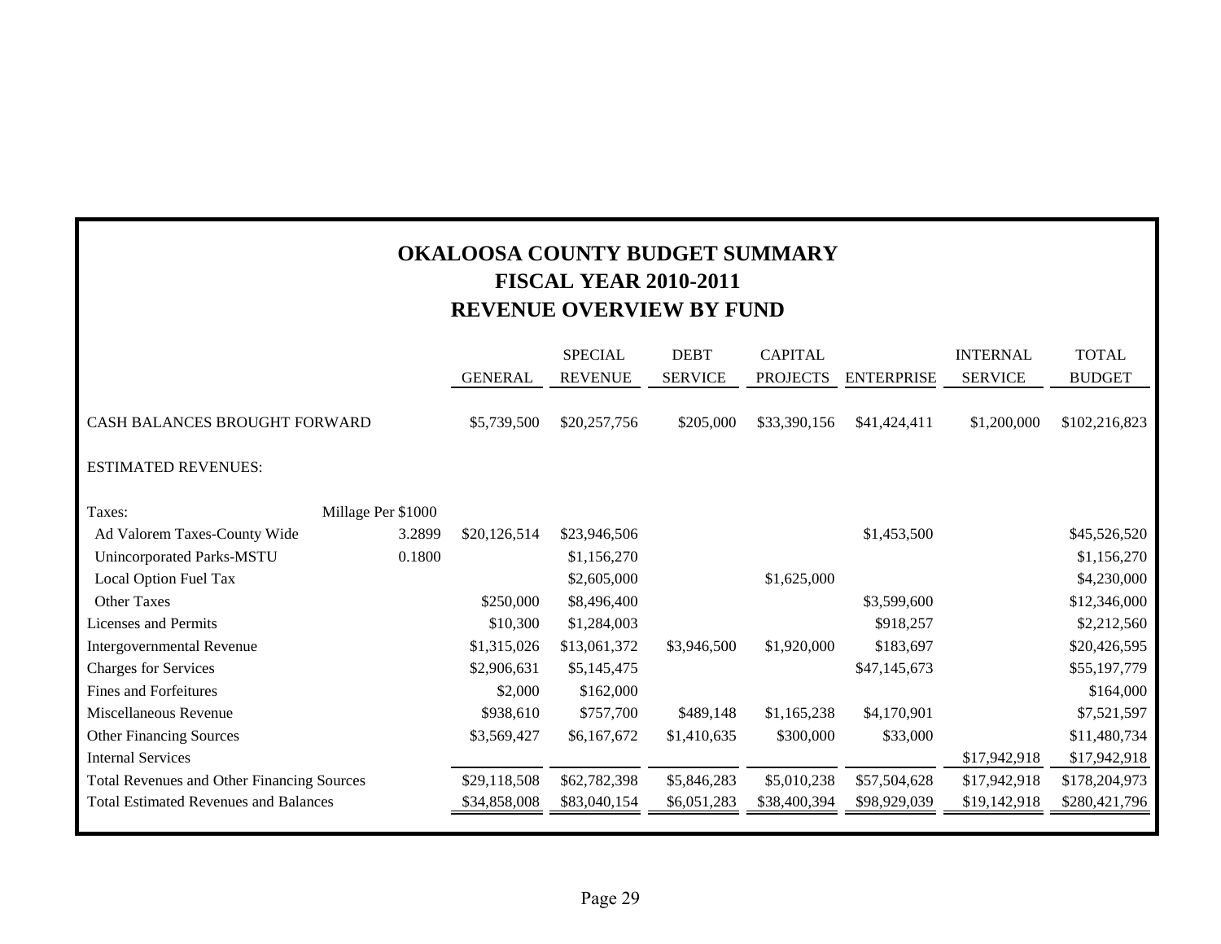# OKALOOSA COUNTY BUDGET SUMMARY
## FISCAL YEAR 2010-2011
## REVENUE OVERVIEW BY FUND

| | | GENERAL | SPECIAL REVENUE | DEBT SERVICE | CAPITAL PROJECTS | ENTERPRISE | INTERNAL SERVICE | TOTAL BUDGET |
|---|---|---|---|---|---|---|---|---|
| CASH BALANCES BROUGHT FORWARD | | $5,739,500 | $20,257,756 | $205,000 | $33,390,156 | $41,424,411 | $1,200,000 | $102,216,823 |
| ESTIMATED REVENUES: | | | | | | | | |
| Taxes: | Millage Per $1000 | | | | | | | |
| Ad Valorem Taxes-County Wide | 3.2899 | $20,126,514 | $23,946,506 | | | $1,453,500 | | $45,526,520 |
| Unincorporated Parks-MSTU | 0.1800 | | $1,156,270 | | | | | $1,156,270 |
| Local Option Fuel Tax | | | $2,605,000 | | $1,625,000 | | | $4,230,000 |
| Other Taxes | | $250,000 | $8,496,400 | | | $3,599,600 | | $12,346,000 |
| Licenses and Permits | | $10,300 | $1,284,003 | | | $918,257 | | $2,212,560 |
| Intergovernmental Revenue | | $1,315,026 | $13,061,372 | $3,946,500 | $1,920,000 | $183,697 | | $20,426,595 |
| Charges for Services | | $2,906,631 | $5,145,475 | | | $47,145,673 | | $55,197,779 |
| Fines and Forfeitures | | $2,000 | $162,000 | | | | | $164,000 |
| Miscellaneous Revenue | | $938,610 | $757,700 | $489,148 | $1,165,238 | $4,170,901 | | $7,521,597 |
| Other Financing Sources | | $3,569,427 | $6,167,672 | $1,410,635 | $300,000 | $33,000 | | $11,480,734 |
| Internal Services | | | | | | | $17,942,918 | $17,942,918 |
| Total Revenues and Other Financing Sources | | $29,118,508 | $62,782,398 | $5,846,283 | $5,010,238 | $57,504,628 | $17,942,918 | $178,204,973 |
| Total Estimated Revenues and Balances | | $34,858,008 | $83,040,154 | $6,051,283 | $38,400,394 | $98,929,039 | $19,142,918 | $280,421,796 |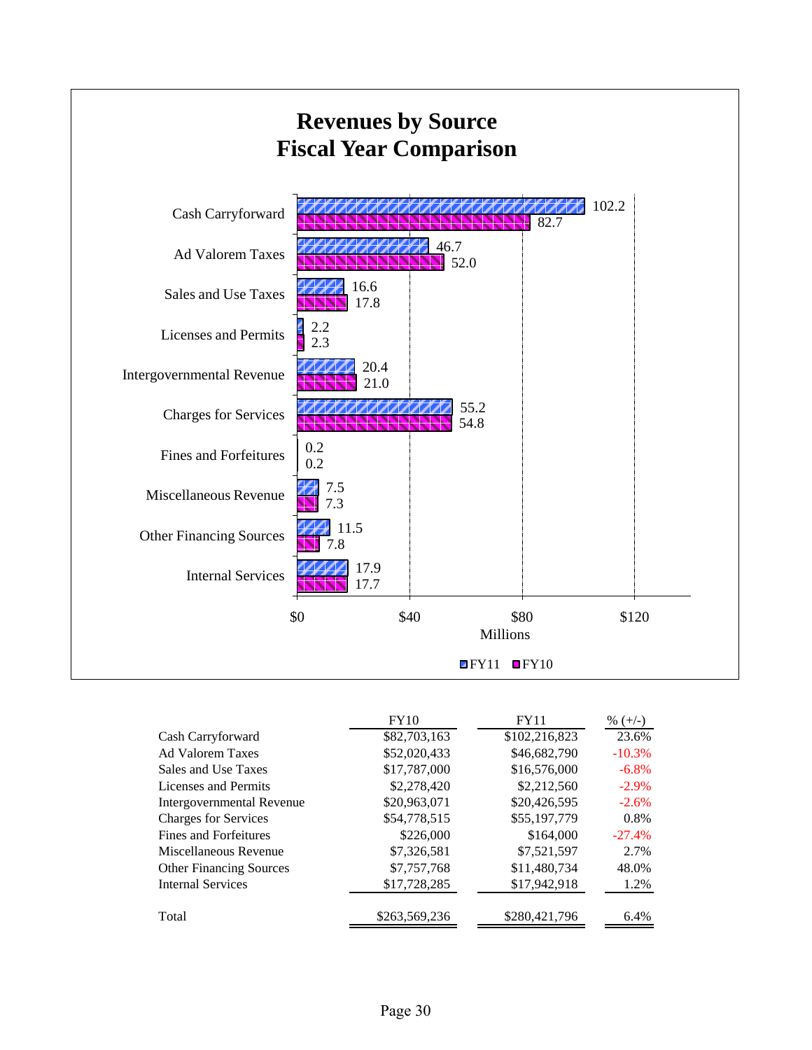# Revenues by Source
## Fiscal Year Comparison

| Source | FY11 (Millions) | FY10 (Millions) |
|---|---|---|
| Cash Carryforward | 102.2 | 82.7 |
| Ad Valorem Taxes | 46.7 | 52.0 |
| Sales and Use Taxes | 16.6 | 17.8 |
| Licenses and Permits | 2.2 | 2.3 |
| Intergovernmental Revenue | 20.4 | 21.0 |
| Charges for Services | 55.2 | 54.8 |
| Fines and Forfeitures | 0.2 | 0.2 |
| Miscellaneous Revenue | 7.5 | 7.3 |
| Other Financing Sources | 11.5 | 7.8 |
| Internal Services | 17.9 | 17.7 |

| | FY10 | FY11 | % (+/-) |
|---|---|---|---|
| Cash Carryforward | $82,703,163 | $102,216,823 | 23.6% |
| Ad Valorem Taxes | $52,020,433 | $46,682,790 | -10.3% |
| Sales and Use Taxes | $17,787,000 | $16,576,000 | -6.8% |
| Licenses and Permits | $2,278,420 | $2,212,560 | -2.9% |
| Intergovernmental Revenue | $20,963,071 | $20,426,595 | -2.6% |
| Charges for Services | $54,778,515 | $55,197,779 | 0.8% |
| Fines and Forfeitures | $226,000 | $164,000 | -27.4% |
| Miscellaneous Revenue | $7,326,581 | $7,521,597 | 2.7% |
| Other Financing Sources | $7,757,768 | $11,480,734 | 48.0% |
| Internal Services | $17,728,285 | $17,942,918 | 1.2% |
| Total | $263,569,236 | $280,421,796 | 6.4% |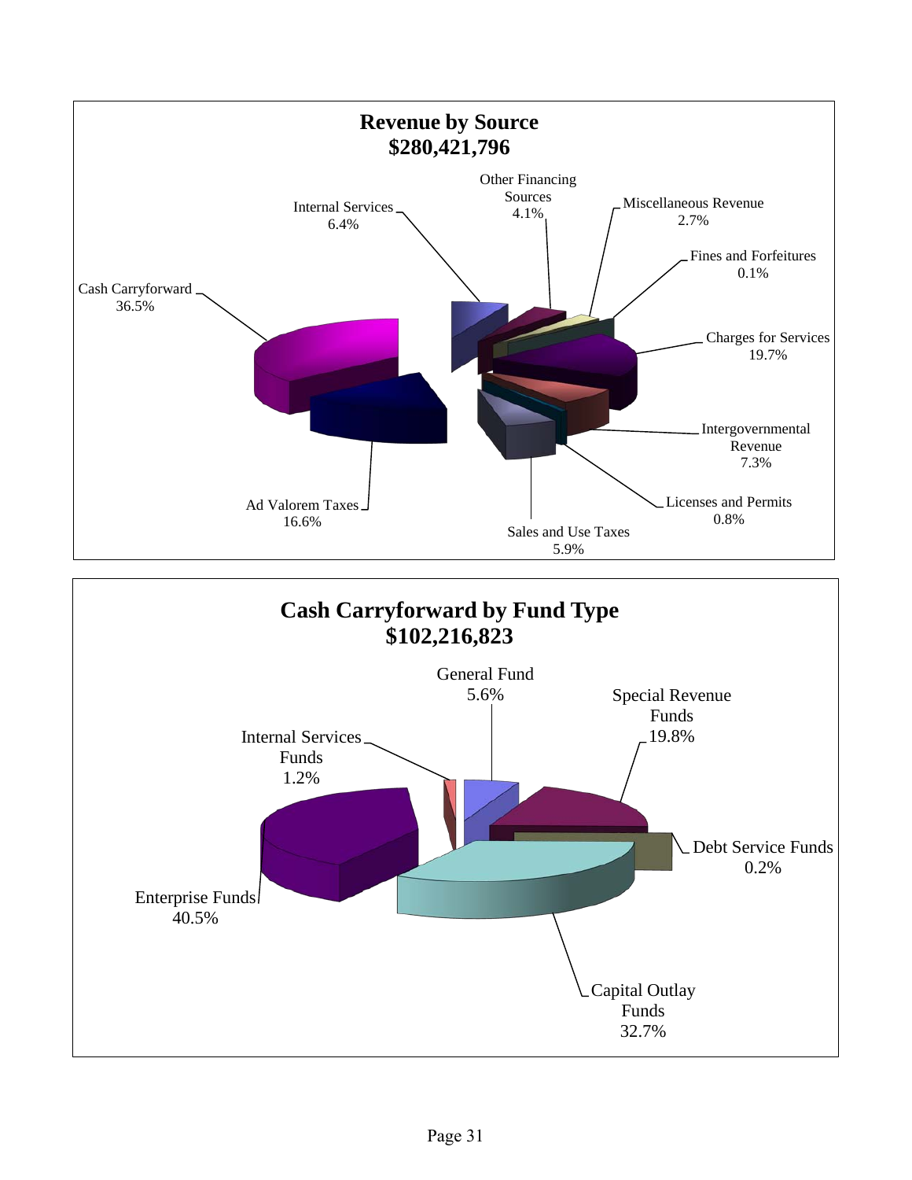## Revenue by Source
## $280,421,796

- Cash Carryforward 36.5%
- Ad Valorem Taxes 16.6%
- Sales and Use Taxes 5.9%
- Licenses and Permits 0.8%
- Intergovernmental Revenue 7.3%
- Charges for Services 19.7%
- Fines and Forfeitures 0.1%
- Miscellaneous Revenue 2.7%
- Other Financing Sources 4.1%
- Internal Services 6.4%

## Cash Carryforward by Fund Type
## $102,216,823

- General Fund 5.6%
- Special Revenue Funds 19.8%
- Debt Service Funds 0.2%
- Capital Outlay Funds 32.7%
- Enterprise Funds 40.5%
- Internal Services Funds 1.2%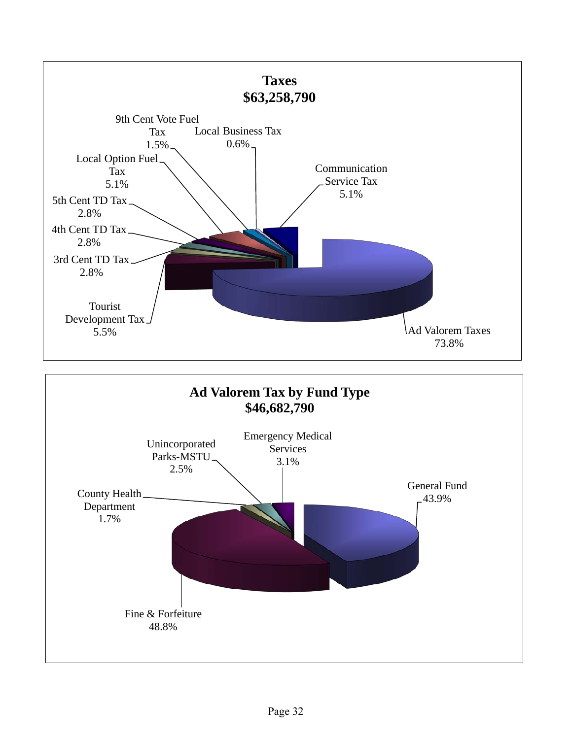## Taxes
## $63,258,790

- Ad Valorem Taxes 73.8%
- Tourist Development Tax 5.5%
- 3rd Cent TD Tax 2.8%
- 4th Cent TD Tax 2.8%
- 5th Cent TD Tax 2.8%
- Local Option Fuel Tax 5.1%
- 9th Cent Vote Fuel Tax 1.5%
- Local Business Tax 0.6%
- Communication Service Tax 5.1%

## Ad Valorem Tax by Fund Type
## $46,682,790

- General Fund 43.9%
- Fine & Forfeiture 48.8%
- County Health Department 1.7%
- Unincorporated Parks-MSTU 2.5%
- Emergency Medical Services 3.1%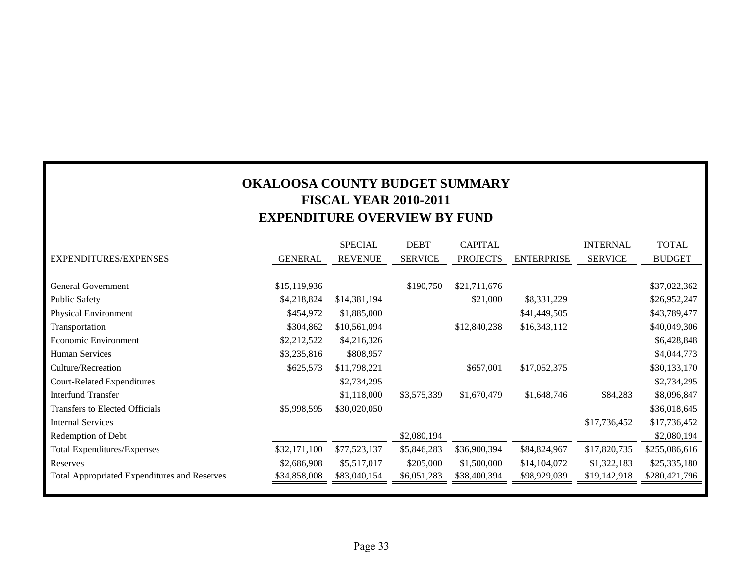# OKALOOSA COUNTY BUDGET SUMMARY
## FISCAL YEAR 2010-2011
## EXPENDITURE OVERVIEW BY FUND

| EXPENDITURES/EXPENSES | GENERAL | SPECIAL REVENUE | DEBT SERVICE | CAPITAL PROJECTS | ENTERPRISE | INTERNAL SERVICE | TOTAL BUDGET |
|---|---|---|---|---|---|---|---|
| General Government | $15,119,936 | | $190,750 | $21,711,676 | | | $37,022,362 |
| Public Safety | $4,218,824 | $14,381,194 | | $21,000 | $8,331,229 | | $26,952,247 |
| Physical Environment | $454,972 | $1,885,000 | | | $41,449,505 | | $43,789,477 |
| Transportation | $304,862 | $10,561,094 | | $12,840,238 | $16,343,112 | | $40,049,306 |
| Economic Environment | $2,212,522 | $4,216,326 | | | | | $6,428,848 |
| Human Services | $3,235,816 | $808,957 | | | | | $4,044,773 |
| Culture/Recreation | $625,573 | $11,798,221 | | $657,001 | $17,052,375 | | $30,133,170 |
| Court-Related Expenditures | | $2,734,295 | | | | | $2,734,295 |
| Interfund Transfer | | $1,118,000 | $3,575,339 | $1,670,479 | $1,648,746 | $84,283 | $8,096,847 |
| Transfers to Elected Officials | $5,998,595 | $30,020,050 | | | | | $36,018,645 |
| Internal Services | | | | | | $17,736,452 | $17,736,452 |
| Redemption of Debt | | | $2,080,194 | | | | $2,080,194 |
| Total Expenditures/Expenses | $32,171,100 | $77,523,137 | $5,846,283 | $36,900,394 | $84,824,967 | $17,820,735 | $255,086,616 |
| Reserves | $2,686,908 | $5,517,017 | $205,000 | $1,500,000 | $14,104,072 | $1,322,183 | $25,335,180 |
| Total Appropriated Expenditures and Reserves | $34,858,008 | $83,040,154 | $6,051,283 | $38,400,394 | $98,929,039 | $19,142,918 | $280,421,796 |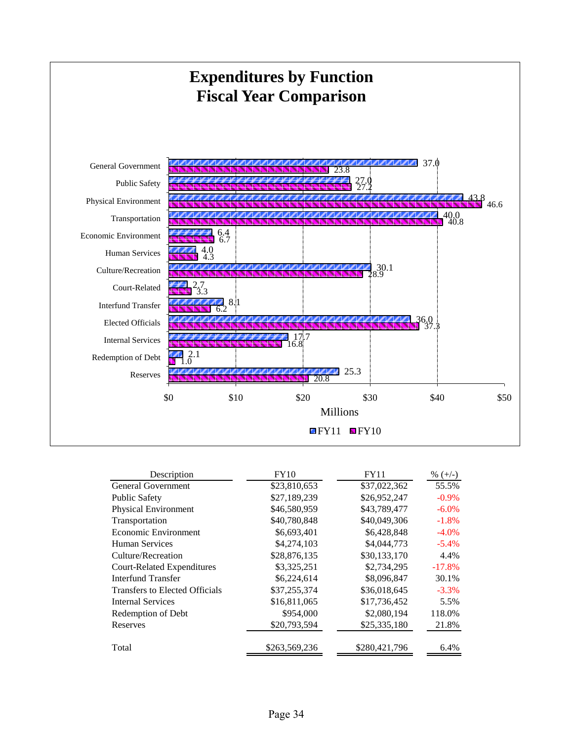# Expenditures by Function
## Fiscal Year Comparison

| Function | FY11 (Millions) | FY10 (Millions) |
|---|---|---|
| General Government | 37.0 | 23.8 |
| Public Safety | 27.0 | 27.2 |
| Physical Environment | 43.8 | 46.6 |
| Transportation | 40.0 | 40.8 |
| Economic Environment | 6.4 | 6.7 |
| Human Services | 4.0 | 4.3 |
| Culture/Recreation | 30.1 | 28.9 |
| Court-Related | 2.7 | 3.3 |
| Interfund Transfer | 8.1 | 6.2 |
| Elected Officials | 36.0 | 37.3 |
| Internal Services | 17.7 | 16.8 |
| Redemption of Debt | 2.1 | 1.0 |
| Reserves | 25.3 | 20.8 |

| Description | FY10 | FY11 | % (+/-) |
|---|---|---|---|
| General Government | $23,810,653 | $37,022,362 | 55.5% |
| Public Safety | $27,189,239 | $26,952,247 | -0.9% |
| Physical Environment | $46,580,959 | $43,789,477 | -6.0% |
| Transportation | $40,780,848 | $40,049,306 | -1.8% |
| Economic Environment | $6,693,401 | $6,428,848 | -4.0% |
| Human Services | $4,274,103 | $4,044,773 | -5.4% |
| Culture/Recreation | $28,876,135 | $30,133,170 | 4.4% |
| Court-Related Expenditures | $3,325,251 | $2,734,295 | -17.8% |
| Interfund Transfer | $6,224,614 | $8,096,847 | 30.1% |
| Transfers to Elected Officials | $37,255,374 | $36,018,645 | -3.3% |
| Internal Services | $16,811,065 | $17,736,452 | 5.5% |
| Redemption of Debt | $954,000 | $2,080,194 | 118.0% |
| Reserves | $20,793,594 | $25,335,180 | 21.8% |
| Total | $263,569,236 | $280,421,796 | 6.4% |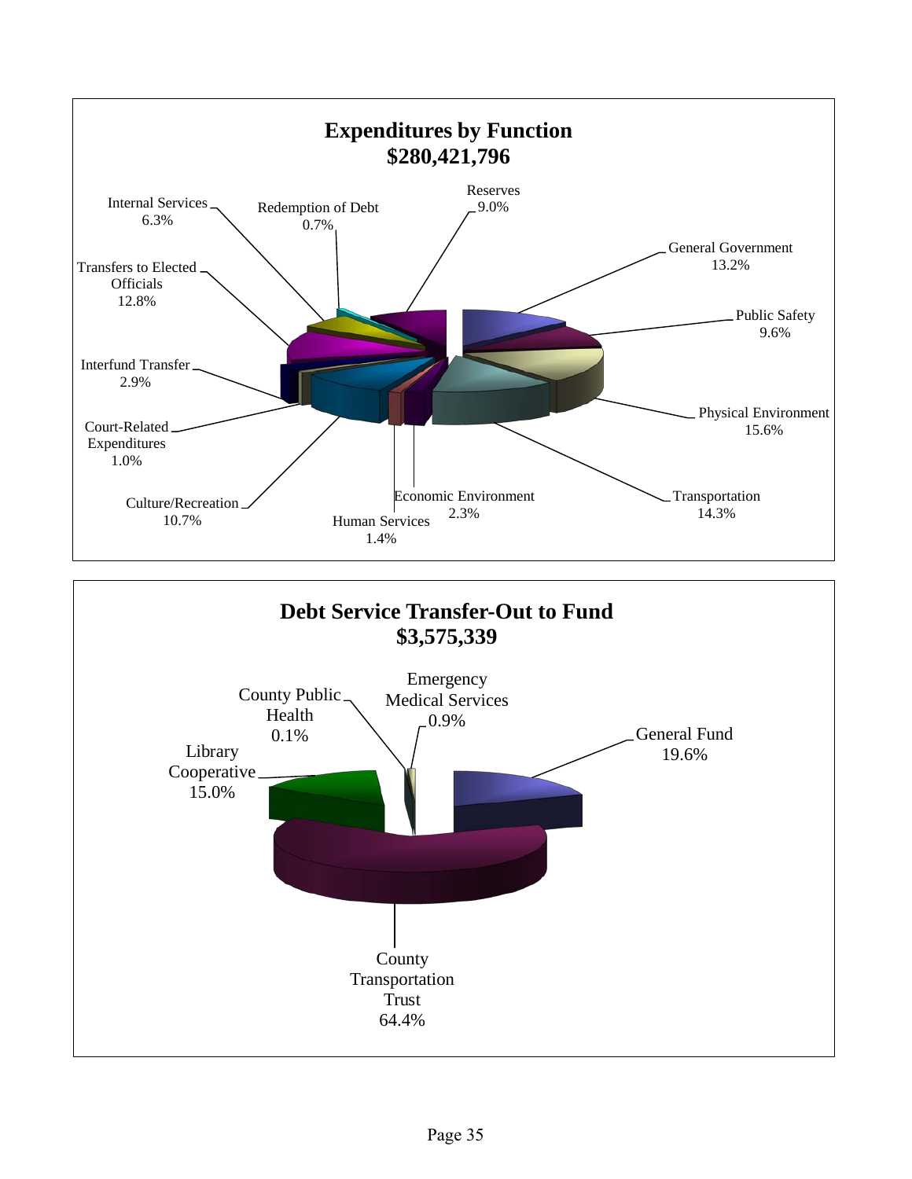## Expenditures by Function
## $280,421,796

| Function | Percent |
| --- | --- |
| General Government | 13.2% |
| Public Safety | 9.6% |
| Physical Environment | 15.6% |
| Transportation | 14.3% |
| Economic Environment | 2.3% |
| Human Services | 1.4% |
| Culture/Recreation | 10.7% |
| Court-Related Expenditures | 1.0% |
| Interfund Transfer | 2.9% |
| Transfers to Elected Officials | 12.8% |
| Internal Services | 6.3% |
| Redemption of Debt | 0.7% |
| Reserves | 9.0% |

## Debt Service Transfer-Out to Fund
## $3,575,339

| Fund | Percent |
| --- | --- |
| General Fund | 19.6% |
| County Transportation Trust | 64.4% |
| Library Cooperative | 15.0% |
| County Public Health | 0.1% |
| Emergency Medical Services | 0.9% |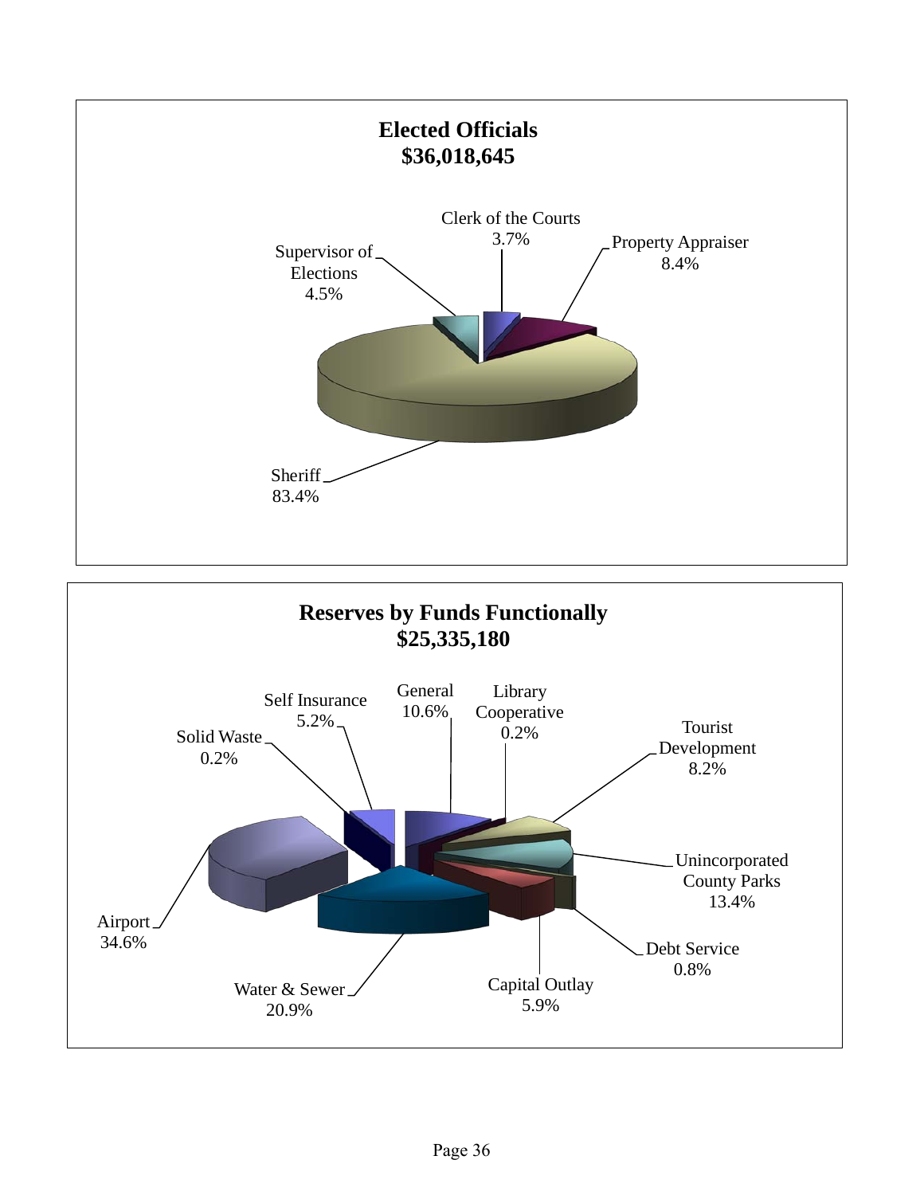## Elected Officials
## $36,018,645

- Clerk of the Courts 3.7%
- Property Appraiser 8.4%
- Supervisor of Elections 4.5%
- Sheriff 83.4%

## Reserves by Funds Functionally
## $25,335,180

- Self Insurance 5.2%
- General 10.6%
- Library Cooperative 0.2%
- Tourist Development 8.2%
- Solid Waste 0.2%
- Unincorporated County Parks 13.4%
- Airport 34.6%
- Debt Service 0.8%
- Water & Sewer 20.9%
- Capital Outlay 5.9%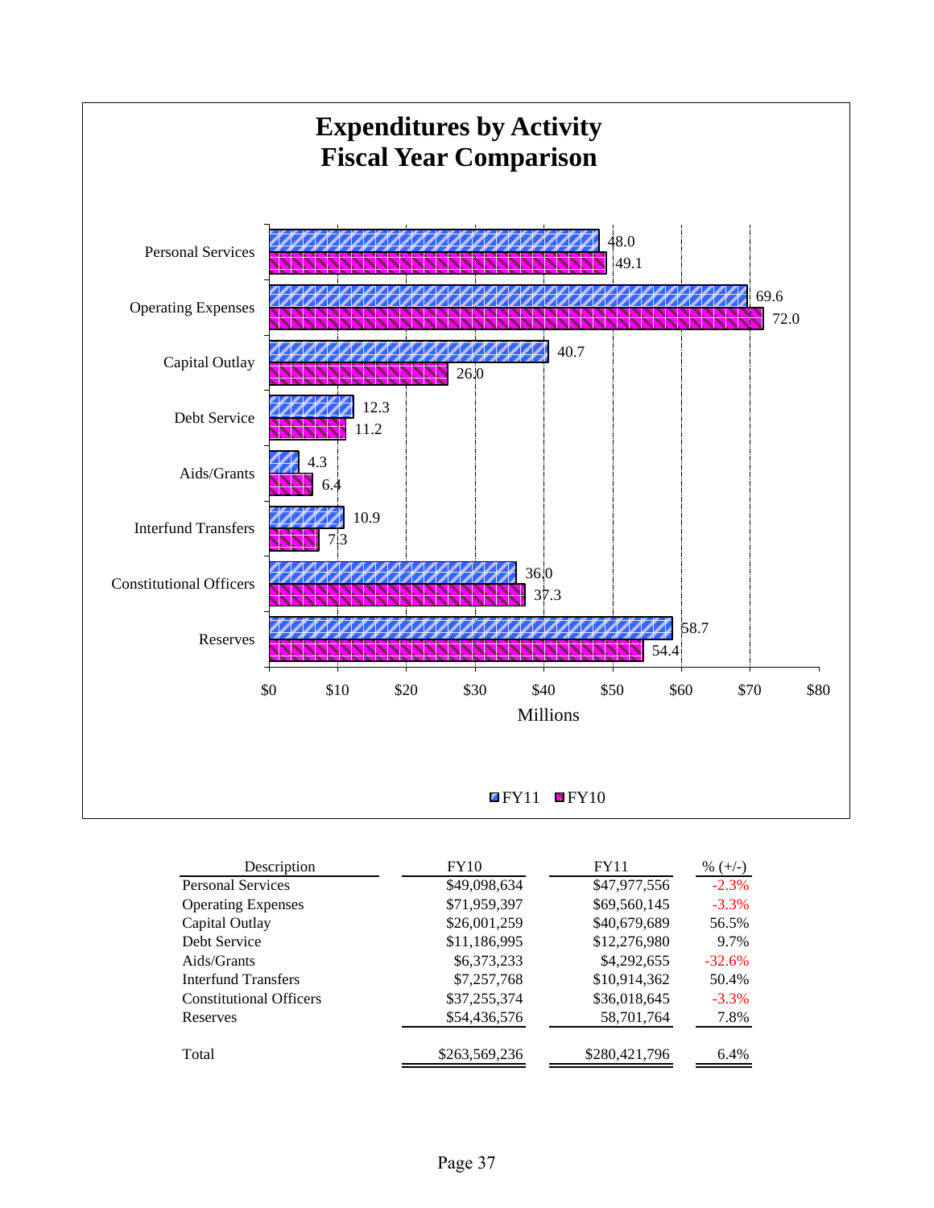# Expenditures by Activity
# Fiscal Year Comparison

| Description | FY11 (Millions) | FY10 (Millions) |
|---|---|---|
| Personal Services | 48.0 | 49.1 |
| Operating Expenses | 69.6 | 72.0 |
| Capital Outlay | 40.7 | 26.0 |
| Debt Service | 12.3 | 11.2 |
| Aids/Grants | 4.3 | 6.4 |
| Interfund Transfers | 10.9 | 7.3 |
| Constitutional Officers | 36.0 | 37.3 |
| Reserves | 58.7 | 54.4 |

| Description | FY10 | FY11 | % (+/-) |
|---|---|---|---|
| Personal Services | $49,098,634 | $47,977,556 | -2.3% |
| Operating Expenses | $71,959,397 | $69,560,145 | -3.3% |
| Capital Outlay | $26,001,259 | $40,679,689 | 56.5% |
| Debt Service | $11,186,995 | $12,276,980 | 9.7% |
| Aids/Grants | $6,373,233 | $4,292,655 | -32.6% |
| Interfund Transfers | $7,257,768 | $10,914,362 | 50.4% |
| Constitutional Officers | $37,255,374 | $36,018,645 | -3.3% |
| Reserves | $54,436,576 | 58,701,764 | 7.8% |
| Total | $263,569,236 | $280,421,796 | 6.4% |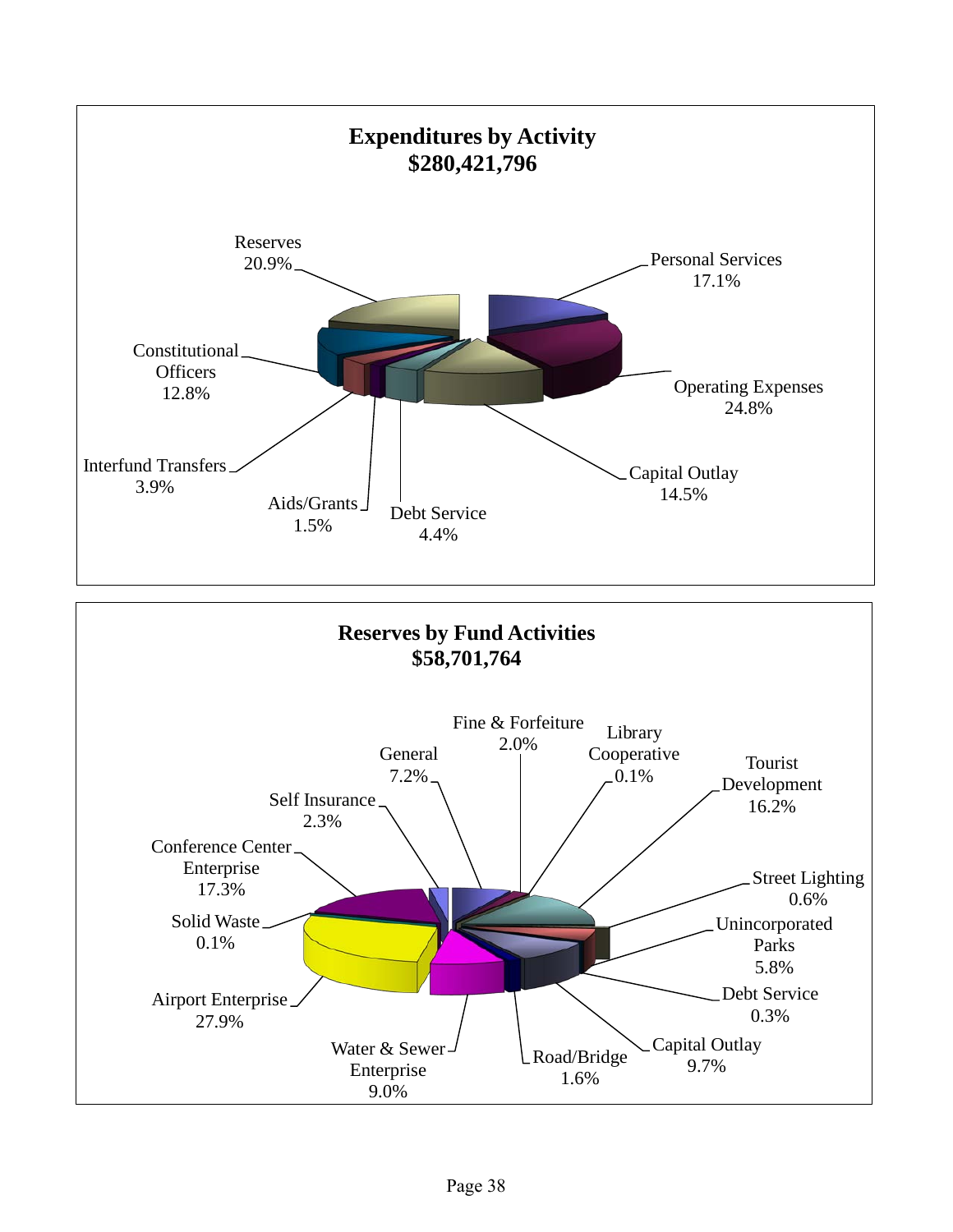## Expenditures by Activity
## $280,421,796

- Reserves 20.9%
- Personal Services 17.1%
- Operating Expenses 24.8%
- Capital Outlay 14.5%
- Debt Service 4.4%
- Aids/Grants 1.5%
- Interfund Transfers 3.9%
- Constitutional Officers 12.8%

## Reserves by Fund Activities
## $58,701,764

- Fine & Forfeiture 2.0%
- Library Cooperative 0.1%
- Tourist Development 16.2%
- Street Lighting 0.6%
- Unincorporated Parks 5.8%
- Debt Service 0.3%
- Capital Outlay 9.7%
- Road/Bridge 1.6%
- Water & Sewer Enterprise 9.0%
- Airport Enterprise 27.9%
- Solid Waste 0.1%
- Conference Center Enterprise 17.3%
- Self Insurance 2.3%
- General 7.2%